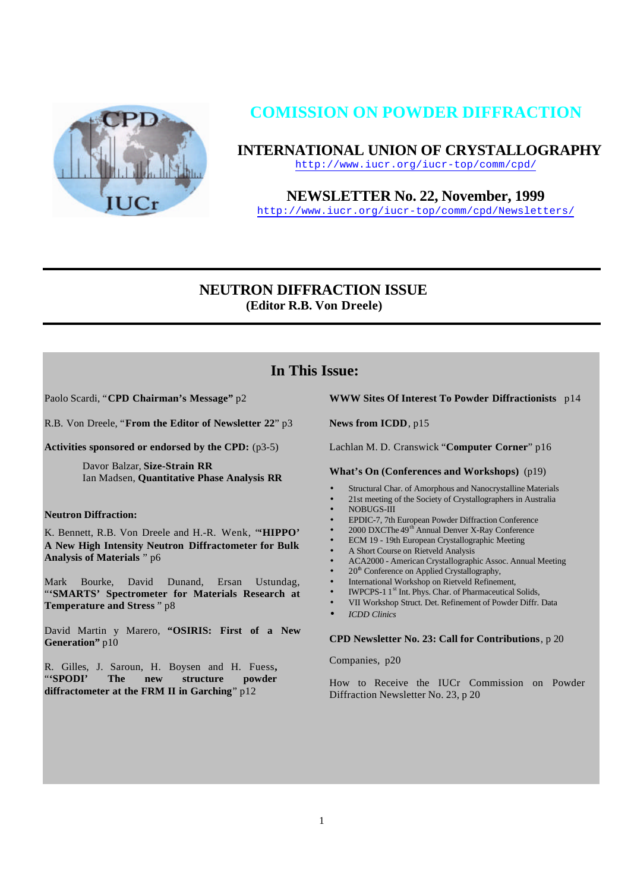# COMISSION ON POWDER DIFFRACTION

## INTERNATIONAL UNION OF CRYSTALLOGRAPHY

http://www.iucr.org/iucr-top/comm/cpd/

## NEWSLETTER No. 22, November, 1999

http://www.iucr.org/iucr-top/comm/cpd/Newsletters/

---

## NEUTRON DIFFRACTION ISSUE

**(Editor R.B. Von Dreele)**

---

## In This Issue:

Paolo Scardi, "**CPD Chairman's Message**" p2

R.B. Von Dreele, "**From the Editor of Newsletter 22**" p3

**Activities sponsored or endorsed by the CPD:** (p3-5)

Davor Balzar, **Size-Strain RR**
Ian Madsen, **Quantitative Phase Analysis RR**

**Neutron Diffraction:**

K. Bennett, R.B. Von Dreele and H.-R. Wenk, "**'HIPPO' A New High Intensity Neutron Diffractometer for Bulk Analysis of Materials** " p6

Mark Bourke, David Dunand, Ersan Ustundag, "**'SMARTS' Spectrometer for Materials Research at Temperature and Stress** " p8

David Martin y Marero, **"OSIRIS: First of a New Generation"** p10

R. Gilles, J. Saroun, H. Boysen and H. Fuess, "**'SPODI' The new structure powder diffractometer at the FRM II in Garching**" p12

**WWW Sites Of Interest To Powder Diffractionists** p14

**News from ICDD**, p15

Lachlan M. D. Cranswick "**Computer Corner**" p16

**What's On (Conferences and Workshops)** (p19)

- Structural Char. of Amorphous and Nanocrystalline Materials
- 21st meeting of the Society of Crystallographers in Australia
- NOBUGS-III
- EPDIC-7, 7th European Powder Diffraction Conference
- 2000 DXCThe 49th Annual Denver X-Ray Conference
- ECM 19 - 19th European Crystallographic Meeting
- A Short Course on Rietveld Analysis
- ACA2000 - American Crystallographic Assoc. Annual Meeting
- 20th Conference on Applied Crystallography,
- International Workshop on Rietveld Refinement,
- IWPCPS-1 1st Int. Phys. Char. of Pharmaceutical Solids,
- VII Workshop Struct. Det. Refinement of Powder Diffr. Data
- *ICDD Clinics*

**CPD Newsletter No. 23: Call for Contributions**, p 20

Companies, p20

How to Receive the IUCr Commission on Powder Diffraction Newsletter No. 23, p 20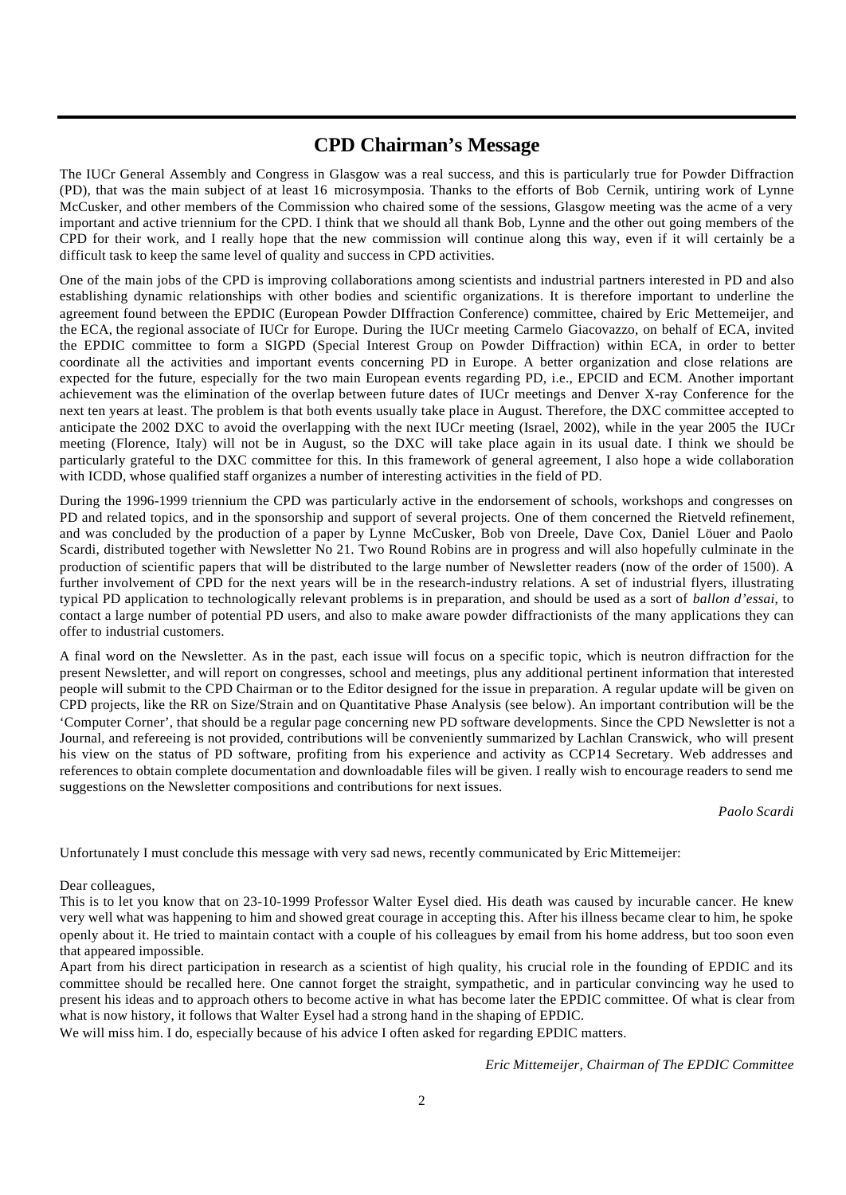# CPD Chairman's Message

The IUCr General Assembly and Congress in Glasgow was a real success, and this is particularly true for Powder Diffraction (PD), that was the main subject of at least 16 microsymposia. Thanks to the efforts of Bob Cernik, untiring work of Lynne McCusker, and other members of the Commission who chaired some of the sessions, Glasgow meeting was the acme of a very important and active triennium for the CPD. I think that we should all thank Bob, Lynne and the other out going members of the CPD for their work, and I really hope that the new commission will continue along this way, even if it will certainly be a difficult task to keep the same level of quality and success in CPD activities.

One of the main jobs of the CPD is improving collaborations among scientists and industrial partners interested in PD and also establishing dynamic relationships with other bodies and scientific organizations. It is therefore important to underline the agreement found between the EPDIC (European Powder DIffraction Conference) committee, chaired by Eric Mettemeijer, and the ECA, the regional associate of IUCr for Europe. During the IUCr meeting Carmelo Giacovazzo, on behalf of ECA, invited the EPDIC committee to form a SIGPD (Special Interest Group on Powder Diffraction) within ECA, in order to better coordinate all the activities and important events concerning PD in Europe. A better organization and close relations are expected for the future, especially for the two main European events regarding PD, i.e., EPCID and ECM. Another important achievement was the elimination of the overlap between future dates of IUCr meetings and Denver X-ray Conference for the next ten years at least. The problem is that both events usually take place in August. Therefore, the DXC committee accepted to anticipate the 2002 DXC to avoid the overlapping with the next IUCr meeting (Israel, 2002), while in the year 2005 the IUCr meeting (Florence, Italy) will not be in August, so the DXC will take place again in its usual date. I think we should be particularly grateful to the DXC committee for this. In this framework of general agreement, I also hope a wide collaboration with ICDD, whose qualified staff organizes a number of interesting activities in the field of PD.

During the 1996-1999 triennium the CPD was particularly active in the endorsement of schools, workshops and congresses on PD and related topics, and in the sponsorship and support of several projects. One of them concerned the Rietveld refinement, and was concluded by the production of a paper by Lynne McCusker, Bob von Dreele, Dave Cox, Daniel Löuer and Paolo Scardi, distributed together with Newsletter No 21. Two Round Robins are in progress and will also hopefully culminate in the production of scientific papers that will be distributed to the large number of Newsletter readers (now of the order of 1500). A further involvement of CPD for the next years will be in the research-industry relations. A set of industrial flyers, illustrating typical PD application to technologically relevant problems is in preparation, and should be used as a sort of *ballon d'essai*, to contact a large number of potential PD users, and also to make aware powder diffractionists of the many applications they can offer to industrial customers.

A final word on the Newsletter. As in the past, each issue will focus on a specific topic, which is neutron diffraction for the present Newsletter, and will report on congresses, school and meetings, plus any additional pertinent information that interested people will submit to the CPD Chairman or to the Editor designed for the issue in preparation. A regular update will be given on CPD projects, like the RR on Size/Strain and on Quantitative Phase Analysis (see below). An important contribution will be the 'Computer Corner', that should be a regular page concerning new PD software developments. Since the CPD Newsletter is not a Journal, and refereeing is not provided, contributions will be conveniently summarized by Lachlan Cranswick, who will present his view on the status of PD software, profiting from his experience and activity as CCP14 Secretary. Web addresses and references to obtain complete documentation and downloadable files will be given. I really wish to encourage readers to send me suggestions on the Newsletter compositions and contributions for next issues.

*Paolo Scardi*

Unfortunately I must conclude this message with very sad news, recently communicated by Eric Mittemeijer:

Dear colleagues,

This is to let you know that on 23-10-1999 Professor Walter Eysel died. His death was caused by incurable cancer. He knew very well what was happening to him and showed great courage in accepting this. After his illness became clear to him, he spoke openly about it. He tried to maintain contact with a couple of his colleagues by email from his home address, but too soon even that appeared impossible.

Apart from his direct participation in research as a scientist of high quality, his crucial role in the founding of EPDIC and its committee should be recalled here. One cannot forget the straight, sympathetic, and in particular convincing way he used to present his ideas and to approach others to become active in what has become later the EPDIC committee. Of what is clear from what is now history, it follows that Walter Eysel had a strong hand in the shaping of EPDIC.

We will miss him. I do, especially because of his advice I often asked for regarding EPDIC matters.

*Eric Mittemeijer, Chairman of The EPDIC Committee*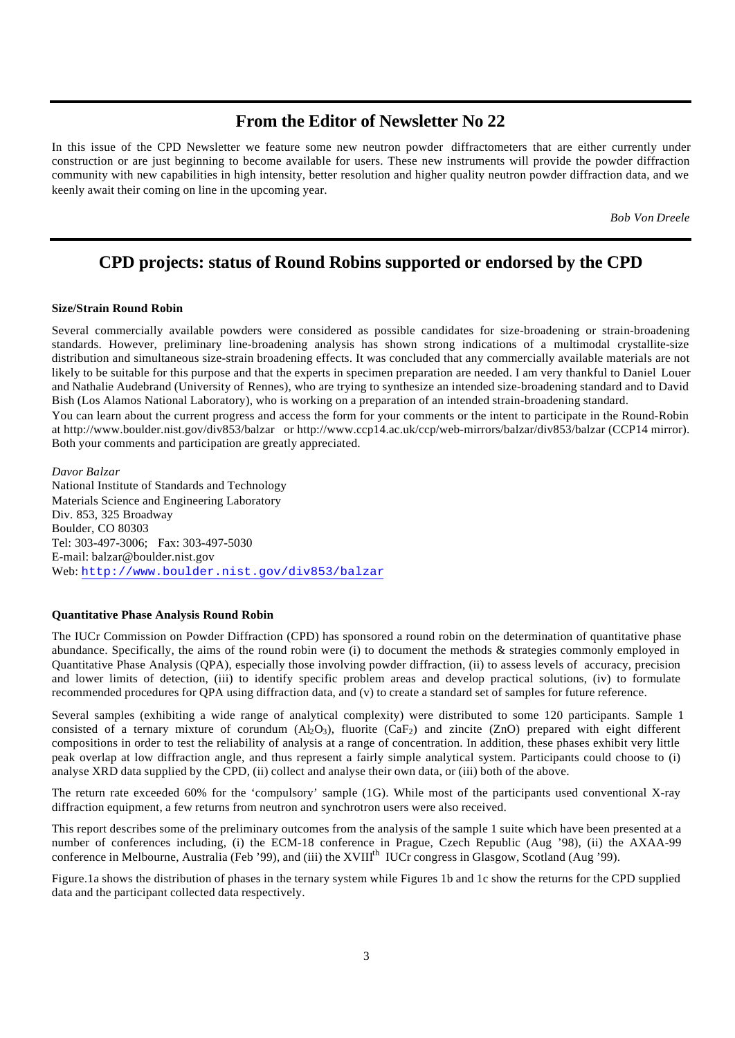## From the Editor of Newsletter No 22

In this issue of the CPD Newsletter we feature some new neutron powder diffractometers that are either currently under construction or are just beginning to become available for users. These new instruments will provide the powder diffraction community with new capabilities in high intensity, better resolution and higher quality neutron powder diffraction data, and we keenly await their coming on line in the upcoming year.

*Bob Von Dreele*

## CPD projects: status of Round Robins supported or endorsed by the CPD

**Size/Strain Round Robin**

Several commercially available powders were considered as possible candidates for size-broadening or strain-broadening standards. However, preliminary line-broadening analysis has shown strong indications of a multimodal crystallite-size distribution and simultaneous size-strain broadening effects. It was concluded that any commercially available materials are not likely to be suitable for this purpose and that the experts in specimen preparation are needed. I am very thankful to Daniel Louer and Nathalie Audebrand (University of Rennes), who are trying to synthesize an intended size-broadening standard and to David Bish (Los Alamos National Laboratory), who is working on a preparation of an intended strain-broadening standard.

You can learn about the current progress and access the form for your comments or the intent to participate in the Round-Robin at http://www.boulder.nist.gov/div853/balzar or http://www.ccp14.ac.uk/ccp/web-mirrors/balzar/div853/balzar (CCP14 mirror). Both your comments and participation are greatly appreciated.

*Davor Balzar*
National Institute of Standards and Technology
Materials Science and Engineering Laboratory
Div. 853, 325 Broadway
Boulder, CO 80303
Tel: 303-497-3006; Fax: 303-497-5030
E-mail: balzar@boulder.nist.gov
Web: http://www.boulder.nist.gov/div853/balzar

**Quantitative Phase Analysis Round Robin**

The IUCr Commission on Powder Diffraction (CPD) has sponsored a round robin on the determination of quantitative phase abundance. Specifically, the aims of the round robin were (i) to document the methods & strategies commonly employed in Quantitative Phase Analysis (QPA), especially those involving powder diffraction, (ii) to assess levels of accuracy, precision and lower limits of detection, (iii) to identify specific problem areas and develop practical solutions, (iv) to formulate recommended procedures for QPA using diffraction data, and (v) to create a standard set of samples for future reference.

Several samples (exhibiting a wide range of analytical complexity) were distributed to some 120 participants. Sample 1 consisted of a ternary mixture of corundum ($Al_2O_3$), fluorite ($CaF_2$) and zincite (ZnO) prepared with eight different compositions in order to test the reliability of analysis at a range of concentration. In addition, these phases exhibit very little peak overlap at low diffraction angle, and thus represent a fairly simple analytical system. Participants could choose to (i) analyse XRD data supplied by the CPD, (ii) collect and analyse their own data, or (iii) both of the above.

The return rate exceeded 60% for the 'compulsory' sample (1G). While most of the participants used conventional X-ray diffraction equipment, a few returns from neutron and synchrotron users were also received.

This report describes some of the preliminary outcomes from the analysis of the sample 1 suite which have been presented at a number of conferences including, (i) the ECM-18 conference in Prague, Czech Republic (Aug '98), (ii) the AXAA-99 conference in Melbourne, Australia (Feb '99), and (iii) the XVIII$^{th}$ IUCr congress in Glasgow, Scotland (Aug '99).

Figure.1a shows the distribution of phases in the ternary system while Figures 1b and 1c show the returns for the CPD supplied data and the participant collected data respectively.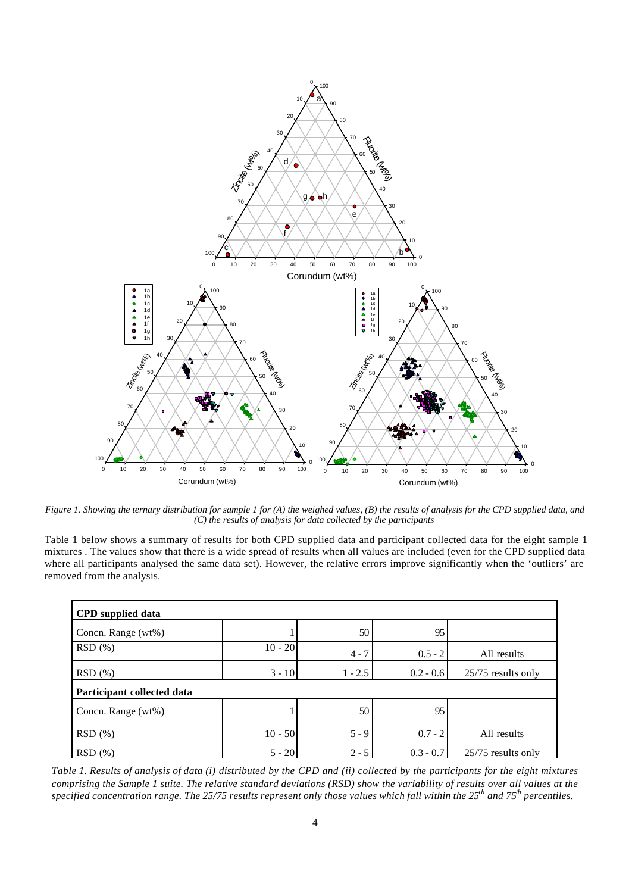*Figure 1. Showing the ternary distribution for sample 1 for (A) the weighed values, (B) the results of analysis for the CPD supplied data, and (C) the results of analysis for data collected by the participants*

Table 1 below shows a summary of results for both CPD supplied data and participant collected data for the eight sample 1 mixtures . The values show that there is a wide spread of results when all values are included (even for the CPD supplied data where all participants analysed the same data set). However, the relative errors improve significantly when the 'outliers' are removed from the analysis.

| **CPD supplied data** | | | | |
|---|---|---|---|---|
| Concn. Range (wt%) | 1 | 50 | 95 | |
| RSD (%) | 10 - 20 | 4 - 7 | 0.5 - 2 | All results |
| RSD (%) | 3 - 10 | 1 - 2.5 | 0.2 - 0.6 | 25/75 results only |
| **Participant collected data** | | | | |
| Concn. Range (wt%) | 1 | 50 | 95 | |
| RSD (%) | 10 - 50 | 5 - 9 | 0.7 - 2 | All results |
| RSD (%) | 5 - 20 | 2 - 5 | 0.3 - 0.7 | 25/75 results only |

*Table 1. Results of analysis of data (i) distributed by the CPD and (ii) collected by the participants for the eight mixtures comprising the Sample 1 suite. The relative standard deviations (RSD) show the variability of results over all values at the specified concentration range. The 25/75 results represent only those values which fall within the $25^{th}$ and $75^{th}$ percentiles.*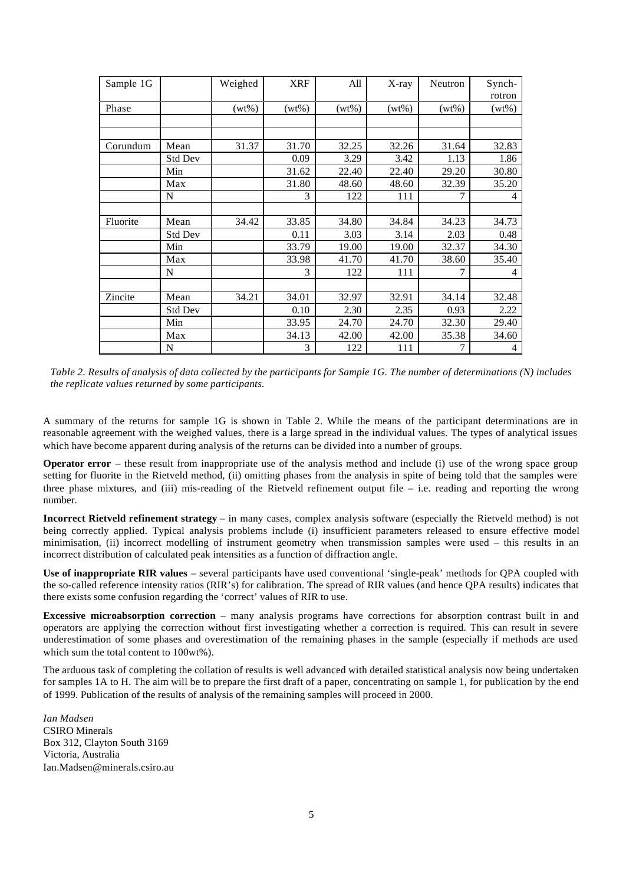| Sample 1G | | Weighed | XRF | All | X-ray | Neutron | Synch-rotron |
|---|---|---|---|---|---|---|---|
| Phase | | (wt%) | (wt%) | (wt%) | (wt%) | (wt%) | (wt%) |
| | | | | | | | |
| | | | | | | | |
| Corundum | Mean | 31.37 | 31.70 | 32.25 | 32.26 | 31.64 | 32.83 |
| | Std Dev | | 0.09 | 3.29 | 3.42 | 1.13 | 1.86 |
| | Min | | 31.62 | 22.40 | 22.40 | 29.20 | 30.80 |
| | Max | | 31.80 | 48.60 | 48.60 | 32.39 | 35.20 |
| | N | | 3 | 122 | 111 | 7 | 4 |
| | | | | | | | |
| Fluorite | Mean | 34.42 | 33.85 | 34.80 | 34.84 | 34.23 | 34.73 |
| | Std Dev | | 0.11 | 3.03 | 3.14 | 2.03 | 0.48 |
| | Min | | 33.79 | 19.00 | 19.00 | 32.37 | 34.30 |
| | Max | | 33.98 | 41.70 | 41.70 | 38.60 | 35.40 |
| | N | | 3 | 122 | 111 | 7 | 4 |
| | | | | | | | |
| Zincite | Mean | 34.21 | 34.01 | 32.97 | 32.91 | 34.14 | 32.48 |
| | Std Dev | | 0.10 | 2.30 | 2.35 | 0.93 | 2.22 |
| | Min | | 33.95 | 24.70 | 24.70 | 32.30 | 29.40 |
| | Max | | 34.13 | 42.00 | 42.00 | 35.38 | 34.60 |
| | N | | 3 | 122 | 111 | 7 | 4 |

*Table 2. Results of analysis of data collected by the participants for Sample 1G. The number of determinations (N) includes the replicate values returned by some participants.*

A summary of the returns for sample 1G is shown in Table 2. While the means of the participant determinations are in reasonable agreement with the weighed values, there is a large spread in the individual values. The types of analytical issues which have become apparent during analysis of the returns can be divided into a number of groups.

**Operator error** – these result from inappropriate use of the analysis method and include (i) use of the wrong space group setting for fluorite in the Rietveld method, (ii) omitting phases from the analysis in spite of being told that the samples were three phase mixtures, and (iii) mis-reading of the Rietveld refinement output file – i.e. reading and reporting the wrong number.

**Incorrect Rietveld refinement strategy** – in many cases, complex analysis software (especially the Rietveld method) is not being correctly applied. Typical analysis problems include (i) insufficient parameters released to ensure effective model minimisation, (ii) incorrect modelling of instrument geometry when transmission samples were used – this results in an incorrect distribution of calculated peak intensities as a function of diffraction angle.

**Use of inappropriate RIR values** – several participants have used conventional 'single-peak' methods for QPA coupled with the so-called reference intensity ratios (RIR's) for calibration. The spread of RIR values (and hence QPA results) indicates that there exists some confusion regarding the 'correct' values of RIR to use.

**Excessive microabsorption correction** – many analysis programs have corrections for absorption contrast built in and operators are applying the correction without first investigating whether a correction is required. This can result in severe underestimation of some phases and overestimation of the remaining phases in the sample (especially if methods are used which sum the total content to 100wt%).

The arduous task of completing the collation of results is well advanced with detailed statistical analysis now being undertaken for samples 1A to H. The aim will be to prepare the first draft of a paper, concentrating on sample 1, for publication by the end of 1999. Publication of the results of analysis of the remaining samples will proceed in 2000.

*Ian Madsen*
CSIRO Minerals
Box 312, Clayton South 3169
Victoria, Australia
Ian.Madsen@minerals.csiro.au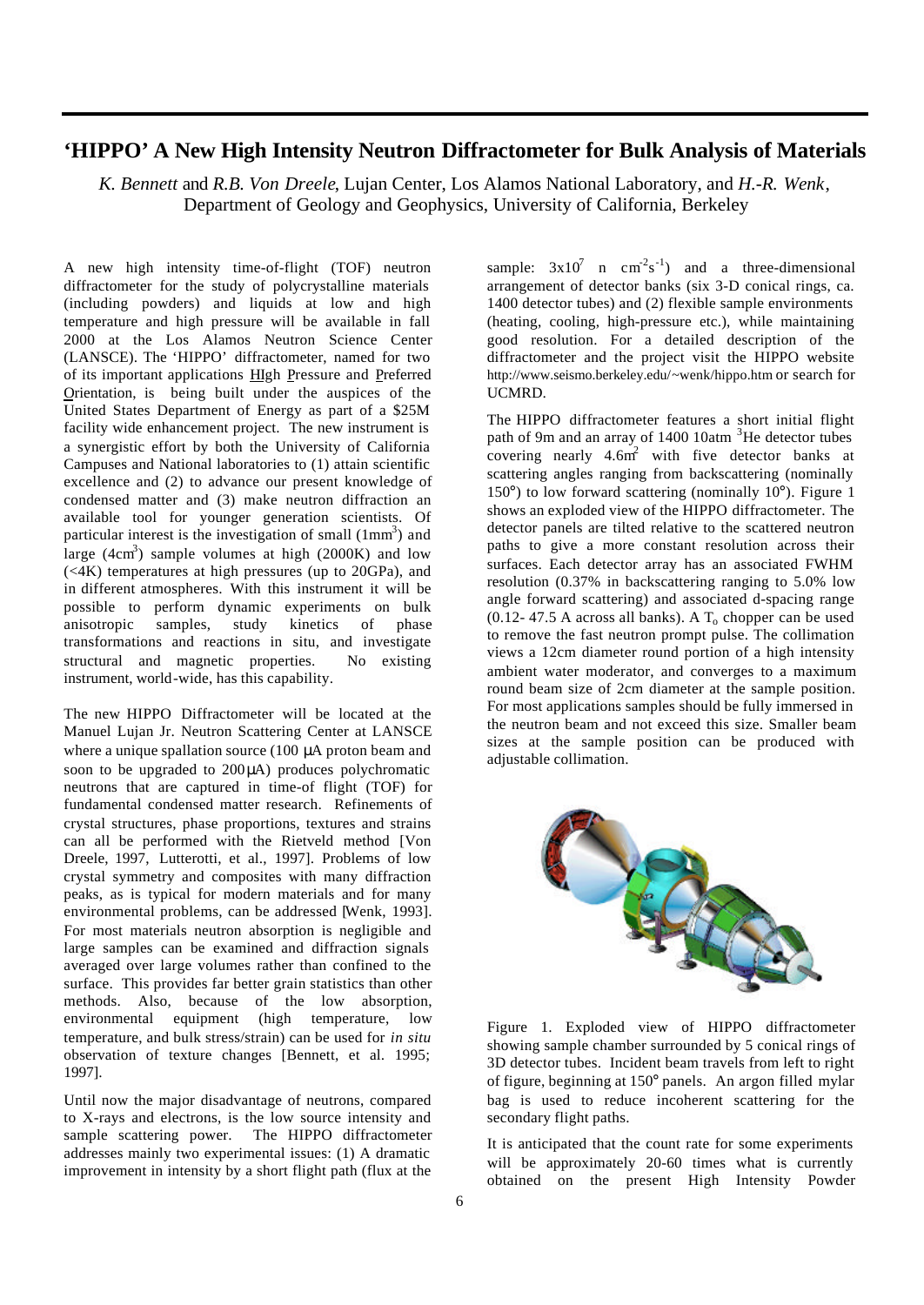# 'HIPPO' A New High Intensity Neutron Diffractometer for Bulk Analysis of Materials

*K. Bennett* and *R.B. Von Dreele*, Lujan Center, Los Alamos National Laboratory, and *H.-R. Wenk*, Department of Geology and Geophysics, University of California, Berkeley

A new high intensity time-of-flight (TOF) neutron diffractometer for the study of polycrystalline materials (including powders) and liquids at low and high temperature and high pressure will be available in fall 2000 at the Los Alamos Neutron Science Center (LANSCE). The 'HIPPO' diffractometer, named for two of its important applications HIgh Pressure and Preferred Orientation, is being built under the auspices of the United States Department of Energy as part of a $25M facility wide enhancement project. The new instrument is a synergistic effort by both the University of California Campuses and National laboratories to (1) attain scientific excellence and (2) to advance our present knowledge of condensed matter and (3) make neutron diffraction an available tool for younger generation scientists. Of particular interest is the investigation of small ($1mm^3$) and large ($4cm^3$) sample volumes at high (2000K) and low (<4K) temperatures at high pressures (up to 20GPa), and in different atmospheres. With this instrument it will be possible to perform dynamic experiments on bulk anisotropic samples, study kinetics of phase transformations and reactions in situ, and investigate structural and magnetic properties. No existing instrument, world-wide, has this capability.

The new HIPPO Diffractometer will be located at the Manuel Lujan Jr. Neutron Scattering Center at LANSCE where a unique spallation source (100 μA proton beam and soon to be upgraded to 200μA) produces polychromatic neutrons that are captured in time-of flight (TOF) for fundamental condensed matter research. Refinements of crystal structures, phase proportions, textures and strains can all be performed with the Rietveld method [Von Dreele, 1997, Lutterotti, et al., 1997]. Problems of low crystal symmetry and composites with many diffraction peaks, as is typical for modern materials and for many environmental problems, can be addressed [Wenk, 1993]. For most materials neutron absorption is negligible and large samples can be examined and diffraction signals averaged over large volumes rather than confined to the surface. This provides far better grain statistics than other methods. Also, because of the low absorption, environmental equipment (high temperature, low temperature, and bulk stress/strain) can be used for *in situ* observation of texture changes [Bennett, et al. 1995; 1997].

Until now the major disadvantage of neutrons, compared to X-rays and electrons, is the low source intensity and sample scattering power. The HIPPO diffractometer addresses mainly two experimental issues: (1) A dramatic improvement in intensity by a short flight path (flux at the sample: $3x10^7$ n $cm^{-2}s^{-1}$) and a three-dimensional arrangement of detector banks (six 3-D conical rings, ca. 1400 detector tubes) and (2) flexible sample environments (heating, cooling, high-pressure etc.), while maintaining good resolution. For a detailed description of the diffractometer and the project visit the HIPPO website http://www.seismo.berkeley.edu/~wenk/hippo.htm or search for UCMRD.

The HIPPO diffractometer features a short initial flight path of 9m and an array of 1400 10atm $^3$He detector tubes covering nearly $4.6m^2$ with five detector banks at scattering angles ranging from backscattering (nominally 150°) to low forward scattering (nominally 10°). Figure 1 shows an exploded view of the HIPPO diffractometer. The detector panels are tilted relative to the scattered neutron paths to give a more constant resolution across their surfaces. Each detector array has an associated FWHM resolution (0.37% in backscattering ranging to 5.0% low angle forward scattering) and associated d-spacing range (0.12- 47.5 A across all banks). A $T_o$ chopper can be used to remove the fast neutron prompt pulse. The collimation views a 12cm diameter round portion of a high intensity ambient water moderator, and converges to a maximum round beam size of 2cm diameter at the sample position. For most applications samples should be fully immersed in the neutron beam and not exceed this size. Smaller beam sizes at the sample position can be produced with adjustable collimation.

Figure 1. Exploded view of HIPPO diffractometer showing sample chamber surrounded by 5 conical rings of 3D detector tubes. Incident beam travels from left to right of figure, beginning at 150° panels. An argon filled mylar bag is used to reduce incoherent scattering for the secondary flight paths.

It is anticipated that the count rate for some experiments will be approximately 20-60 times what is currently obtained on the present High Intensity Powder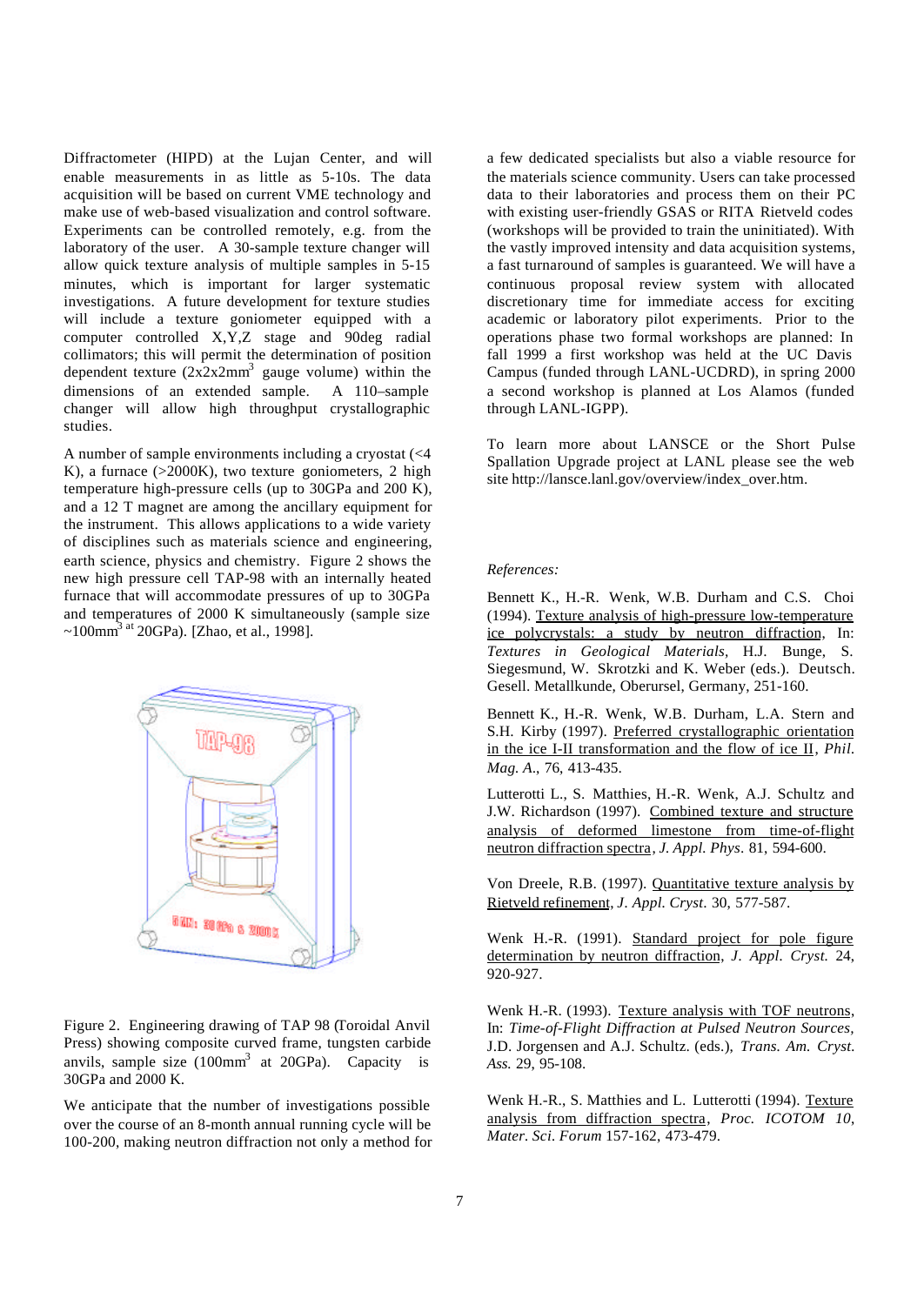Diffractometer (HIPD) at the Lujan Center, and will enable measurements in as little as 5-10s. The data acquisition will be based on current VME technology and make use of web-based visualization and control software. Experiments can be controlled remotely, e.g. from the laboratory of the user. A 30-sample texture changer will allow quick texture analysis of multiple samples in 5-15 minutes, which is important for larger systematic investigations. A future development for texture studies will include a texture goniometer equipped with a computer controlled X,Y,Z stage and 90deg radial collimators; this will permit the determination of position dependent texture ($2x2x2mm^3$ gauge volume) within the dimensions of an extended sample. A 110–sample changer will allow high throughput crystallographic studies.

A number of sample environments including a cryostat (<4 K), a furnace (>2000K), two texture goniometers, 2 high temperature high-pressure cells (up to 30GPa and 200 K), and a 12 T magnet are among the ancillary equipment for the instrument. This allows applications to a wide variety of disciplines such as materials science and engineering, earth science, physics and chemistry. Figure 2 shows the new high pressure cell TAP-98 with an internally heated furnace that will accommodate pressures of up to 30GPa and temperatures of 2000 K simultaneously (sample size ~$100mm^3$ at 20GPa). [Zhao, et al., 1998].

Figure 2. Engineering drawing of TAP 98 (Toroidal Anvil Press) showing composite curved frame, tungsten carbide anvils, sample size ($100mm^3$ at 20GPa). Capacity is 30GPa and 2000 K.

We anticipate that the number of investigations possible over the course of an 8-month annual running cycle will be 100-200, making neutron diffraction not only a method for a few dedicated specialists but also a viable resource for the materials science community. Users can take processed data to their laboratories and process them on their PC with existing user-friendly GSAS or RITA Rietveld codes (workshops will be provided to train the uninitiated). With the vastly improved intensity and data acquisition systems, a fast turnaround of samples is guaranteed. We will have a continuous proposal review system with allocated discretionary time for immediate access for exciting academic or laboratory pilot experiments. Prior to the operations phase two formal workshops are planned: In fall 1999 a first workshop was held at the UC Davis Campus (funded through LANL-UCDRD), in spring 2000 a second workshop is planned at Los Alamos (funded through LANL-IGPP).

To learn more about LANSCE or the Short Pulse Spallation Upgrade project at LANL please see the web site http://lansce.lanl.gov/overview/index_over.htm.

*References:*

Bennett K., H.-R. Wenk, W.B. Durham and C.S. Choi (1994). Texture analysis of high-pressure low-temperature ice polycrystals: a study by neutron diffraction, In: *Textures in Geological Materials*, H.J. Bunge, S. Siegesmund, W. Skrotzki and K. Weber (eds.). Deutsch. Gesell. Metallkunde, Oberursel, Germany, 251-160.

Bennett K., H.-R. Wenk, W.B. Durham, L.A. Stern and S.H. Kirby (1997). Preferred crystallographic orientation in the ice I-II transformation and the flow of ice II, *Phil. Mag. A.*, 76, 413-435.

Lutterotti L., S. Matthies, H.-R. Wenk, A.J. Schultz and J.W. Richardson (1997). Combined texture and structure analysis of deformed limestone from time-of-flight neutron diffraction spectra, *J. Appl. Phys*. 81, 594-600.

Von Dreele, R.B. (1997). Quantitative texture analysis by Rietveld refinement, *J. Appl. Cryst*. 30, 577-587.

Wenk H.-R. (1991). Standard project for pole figure determination by neutron diffraction, *J. Appl. Cryst.* 24, 920-927.

Wenk H.-R. (1993). Texture analysis with TOF neutrons, In: *Time-of-Flight Diffraction at Pulsed Neutron Sources,* J.D. Jorgensen and A.J. Schultz. (eds.), *Trans. Am. Cryst. Ass.* 29, 95-108.

Wenk H.-R., S. Matthies and L. Lutterotti (1994). Texture analysis from diffraction spectra, *Proc. ICOTOM 10*, *Mater. Sci. Forum* 157-162, 473-479.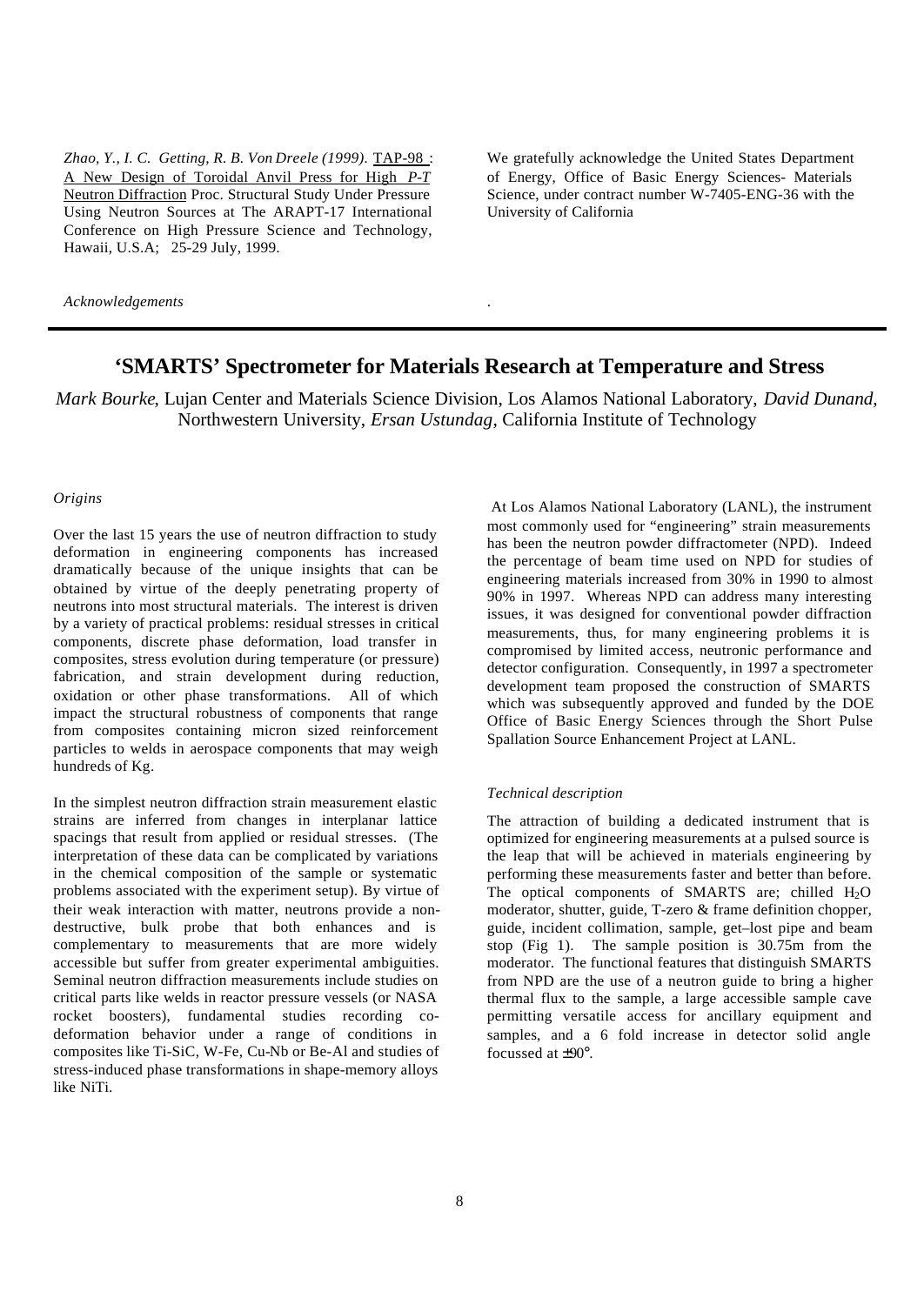*Zhao, Y., I. C. Getting, R. B. Von Dreele (1999).* TAP-98 : A New Design of Toroidal Anvil Press for High *P-T* Neutron Diffraction Proc. Structural Study Under Pressure Using Neutron Sources at The ARAPT-17 International Conference on High Pressure Science and Technology, Hawaii, U.S.A; 25-29 July, 1999.

*Acknowledgements*

We gratefully acknowledge the United States Department of Energy, Office of Basic Energy Sciences- Materials Science, under contract number W-7405-ENG-36 with the University of California

---

# 'SMARTS' Spectrometer for Materials Research at Temperature and Stress

*Mark Bourke*, Lujan Center and Materials Science Division, Los Alamos National Laboratory, *David Dunand*, Northwestern University, *Ersan Ustundag*, California Institute of Technology

### *Origins*

Over the last 15 years the use of neutron diffraction to study deformation in engineering components has increased dramatically because of the unique insights that can be obtained by virtue of the deeply penetrating property of neutrons into most structural materials. The interest is driven by a variety of practical problems: residual stresses in critical components, discrete phase deformation, load transfer in composites, stress evolution during temperature (or pressure) fabrication, and strain development during reduction, oxidation or other phase transformations. All of which impact the structural robustness of components that range from composites containing micron sized reinforcement particles to welds in aerospace components that may weigh hundreds of Kg.

In the simplest neutron diffraction strain measurement elastic strains are inferred from changes in interplanar lattice spacings that result from applied or residual stresses. (The interpretation of these data can be complicated by variations in the chemical composition of the sample or systematic problems associated with the experiment setup). By virtue of their weak interaction with matter, neutrons provide a non-destructive, bulk probe that both enhances and is complementary to measurements that are more widely accessible but suffer from greater experimental ambiguities. Seminal neutron diffraction measurements include studies on critical parts like welds in reactor pressure vessels (or NASA rocket boosters), fundamental studies recording co-deformation behavior under a range of conditions in composites like Ti-SiC, W-Fe, Cu-Nb or Be-Al and studies of stress-induced phase transformations in shape-memory alloys like NiTi.

At Los Alamos National Laboratory (LANL), the instrument most commonly used for "engineering" strain measurements has been the neutron powder diffractometer (NPD). Indeed the percentage of beam time used on NPD for studies of engineering materials increased from 30% in 1990 to almost 90% in 1997. Whereas NPD can address many interesting issues, it was designed for conventional powder diffraction measurements, thus, for many engineering problems it is compromised by limited access, neutronic performance and detector configuration. Consequently, in 1997 a spectrometer development team proposed the construction of SMARTS which was subsequently approved and funded by the DOE Office of Basic Energy Sciences through the Short Pulse Spallation Source Enhancement Project at LANL.

### *Technical description*

The attraction of building a dedicated instrument that is optimized for engineering measurements at a pulsed source is the leap that will be achieved in materials engineering by performing these measurements faster and better than before. The optical components of SMARTS are; chilled $H_2O$ moderator, shutter, guide, T-zero & frame definition chopper, guide, incident collimation, sample, get–lost pipe and beam stop (Fig 1). The sample position is 30.75m from the moderator. The functional features that distinguish SMARTS from NPD are the use of a neutron guide to bring a higher thermal flux to the sample, a large accessible sample cave permitting versatile access for ancillary equipment and samples, and a 6 fold increase in detector solid angle focussed at $\pm 90°$.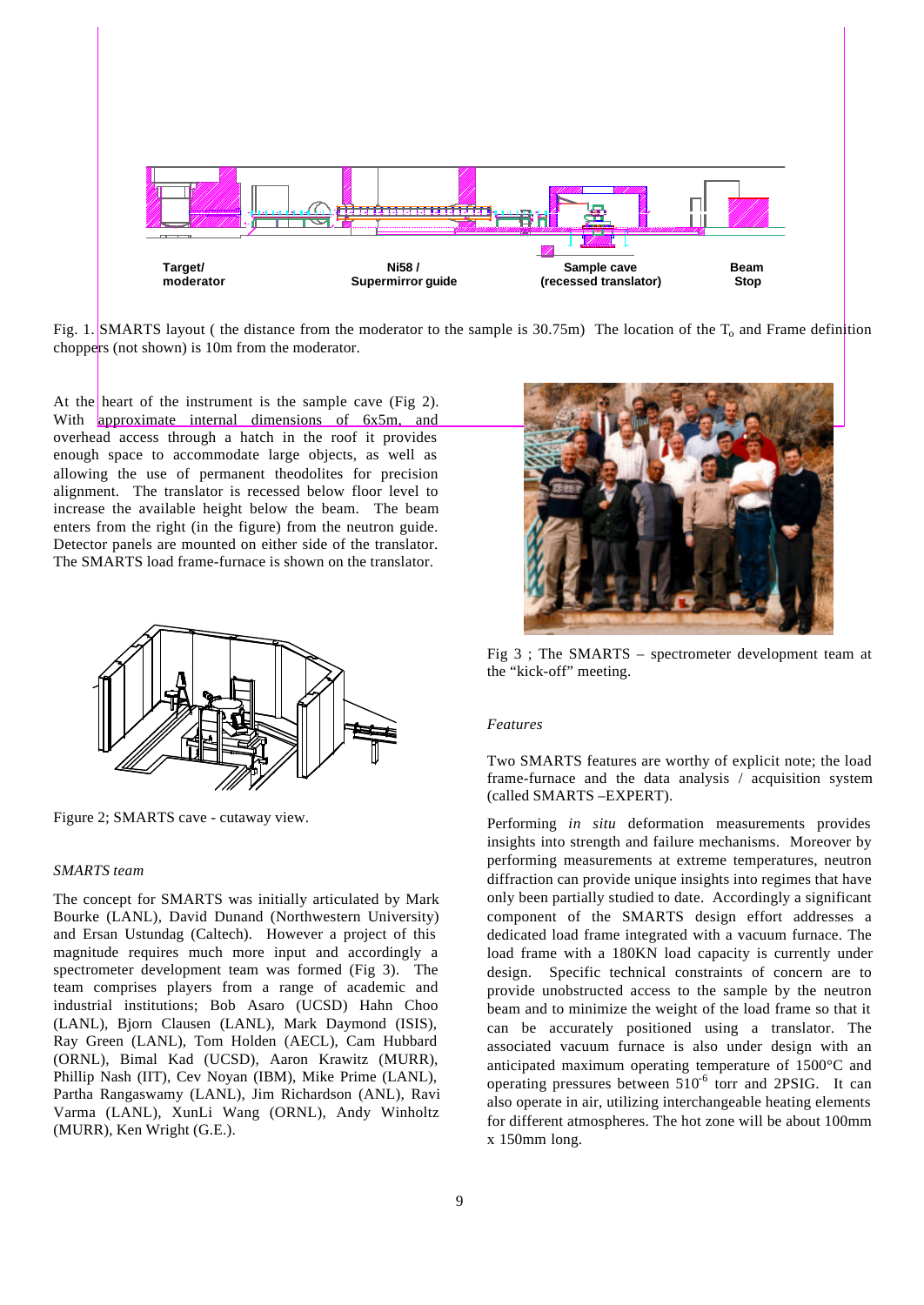Target/
moderator

Ni58 /
Supermirror guide

Sample cave
(recessed translator)

Beam
Stop

Fig. 1. SMARTS layout ( the distance from the moderator to the sample is 30.75m) The location of the $T_o$ and Frame definition choppers (not shown) is 10m from the moderator.

At the heart of the instrument is the sample cave (Fig 2). With approximate internal dimensions of 6x5m, and overhead access through a hatch in the roof it provides enough space to accommodate large objects, as well as allowing the use of permanent theodolites for precision alignment. The translator is recessed below floor level to increase the available height below the beam. The beam enters from the right (in the figure) from the neutron guide. Detector panels are mounted on either side of the translator. The SMARTS load frame-furnace is shown on the translator.

Figure 2; SMARTS cave - cutaway view.

*SMARTS team*

The concept for SMARTS was initially articulated by Mark Bourke (LANL), David Dunand (Northwestern University) and Ersan Ustundag (Caltech). However a project of this magnitude requires much more input and accordingly a spectrometer development team was formed (Fig 3). The team comprises players from a range of academic and industrial institutions; Bob Asaro (UCSD) Hahn Choo (LANL), Bjorn Clausen (LANL), Mark Daymond (ISIS), Ray Green (LANL), Tom Holden (AECL), Cam Hubbard (ORNL), Bimal Kad (UCSD), Aaron Krawitz (MURR), Phillip Nash (IIT), Cev Noyan (IBM), Mike Prime (LANL), Partha Rangaswamy (LANL), Jim Richardson (ANL), Ravi Varma (LANL), XunLi Wang (ORNL), Andy Winholtz (MURR), Ken Wright (G.E.).

Fig 3 ; The SMARTS – spectrometer development team at the "kick-off" meeting.

*Features*

Two SMARTS features are worthy of explicit note; the load frame-furnace and the data analysis / acquisition system (called SMARTS –EXPERT).

Performing *in situ* deformation measurements provides insights into strength and failure mechanisms. Moreover by performing measurements at extreme temperatures, neutron diffraction can provide unique insights into regimes that have only been partially studied to date. Accordingly a significant component of the SMARTS design effort addresses a dedicated load frame integrated with a vacuum furnace. The load frame with a 180KN load capacity is currently under design. Specific technical constraints of concern are to provide unobstructed access to the sample by the neutron beam and to minimize the weight of the load frame so that it can be accurately positioned using a translator. The associated vacuum furnace is also under design with an anticipated maximum operating temperature of 1500°C and operating pressures between $510^{-6}$ torr and 2PSIG. It can also operate in air, utilizing interchangeable heating elements for different atmospheres. The hot zone will be about 100mm x 150mm long.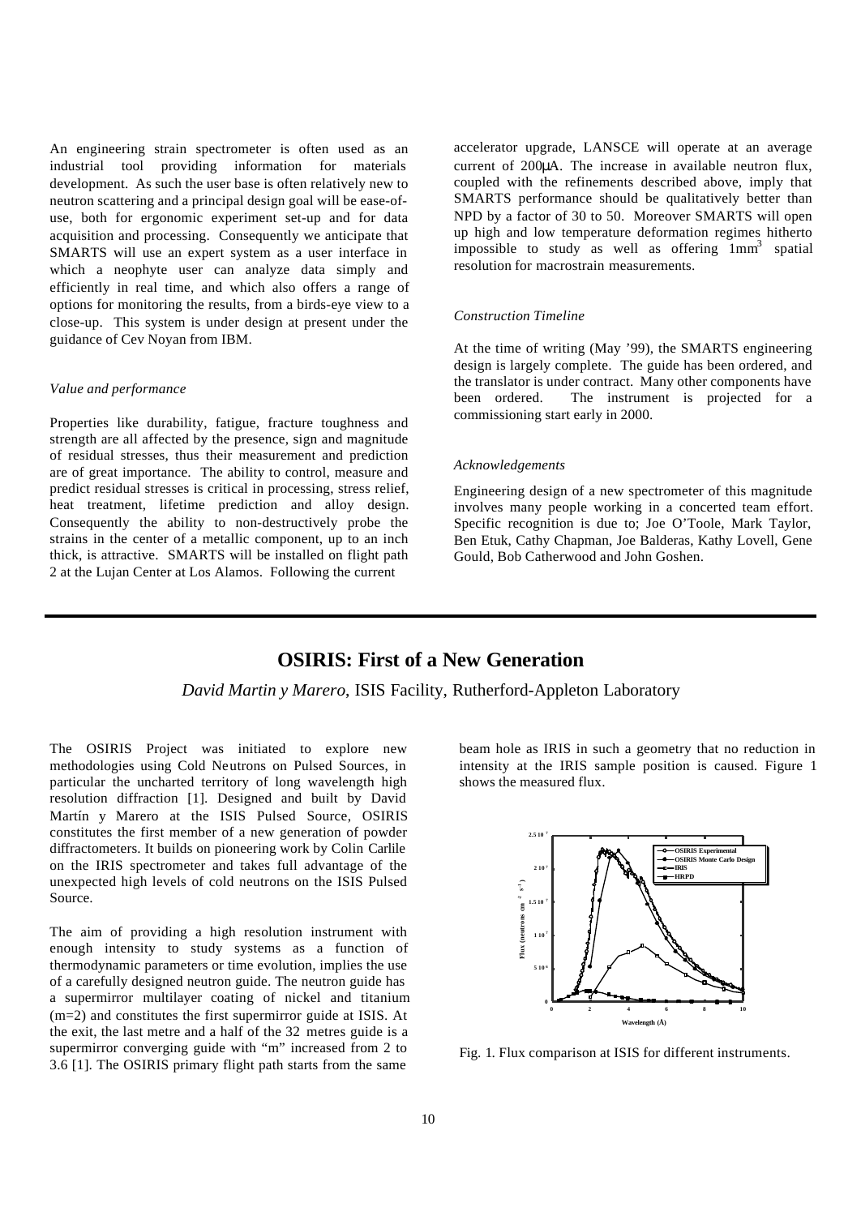An engineering strain spectrometer is often used as an industrial tool providing information for materials development. As such the user base is often relatively new to neutron scattering and a principal design goal will be ease-of-use, both for ergonomic experiment set-up and for data acquisition and processing. Consequently we anticipate that SMARTS will use an expert system as a user interface in which a neophyte user can analyze data simply and efficiently in real time, and which also offers a range of options for monitoring the results, from a birds-eye view to a close-up. This system is under design at present under the guidance of Cev Noyan from IBM.

*Value and performance*

Properties like durability, fatigue, fracture toughness and strength are all affected by the presence, sign and magnitude of residual stresses, thus their measurement and prediction are of great importance. The ability to control, measure and predict residual stresses is critical in processing, stress relief, heat treatment, lifetime prediction and alloy design. Consequently the ability to non-destructively probe the strains in the center of a metallic component, up to an inch thick, is attractive. SMARTS will be installed on flight path 2 at the Lujan Center at Los Alamos. Following the current accelerator upgrade, LANSCE will operate at an average current of 200μA. The increase in available neutron flux, coupled with the refinements described above, imply that SMARTS performance should be qualitatively better than NPD by a factor of 30 to 50. Moreover SMARTS will open up high and low temperature deformation regimes hitherto impossible to study as well as offering $1mm^3$ spatial resolution for macrostrain measurements.

*Construction Timeline*

At the time of writing (May '99), the SMARTS engineering design is largely complete. The guide has been ordered, and the translator is under contract. Many other components have been ordered. The instrument is projected for a commissioning start early in 2000.

*Acknowledgements*

Engineering design of a new spectrometer of this magnitude involves many people working in a concerted team effort. Specific recognition is due to; Joe O'Toole, Mark Taylor, Ben Etuk, Cathy Chapman, Joe Balderas, Kathy Lovell, Gene Gould, Bob Catherwood and John Goshen.

---

## OSIRIS: First of a New Generation

*David Martin y Marero*, ISIS Facility, Rutherford-Appleton Laboratory

The OSIRIS Project was initiated to explore new methodologies using Cold Neutrons on Pulsed Sources, in particular the uncharted territory of long wavelength high resolution diffraction [1]. Designed and built by David Martín y Marero at the ISIS Pulsed Source, OSIRIS constitutes the first member of a new generation of powder diffractometers. It builds on pioneering work by Colin Carlile on the IRIS spectrometer and takes full advantage of the unexpected high levels of cold neutrons on the ISIS Pulsed Source.

The aim of providing a high resolution instrument with enough intensity to study systems as a function of thermodynamic parameters or time evolution, implies the use of a carefully designed neutron guide. The neutron guide has a supermirror multilayer coating of nickel and titanium (m=2) and constitutes the first supermirror guide at ISIS. At the exit, the last metre and a half of the 32 metres guide is a supermirror converging guide with "m" increased from 2 to 3.6 [1]. The OSIRIS primary flight path starts from the same beam hole as IRIS in such a geometry that no reduction in intensity at the IRIS sample position is caused. Figure 1 shows the measured flux.

Fig. 1. Flux comparison at ISIS for different instruments.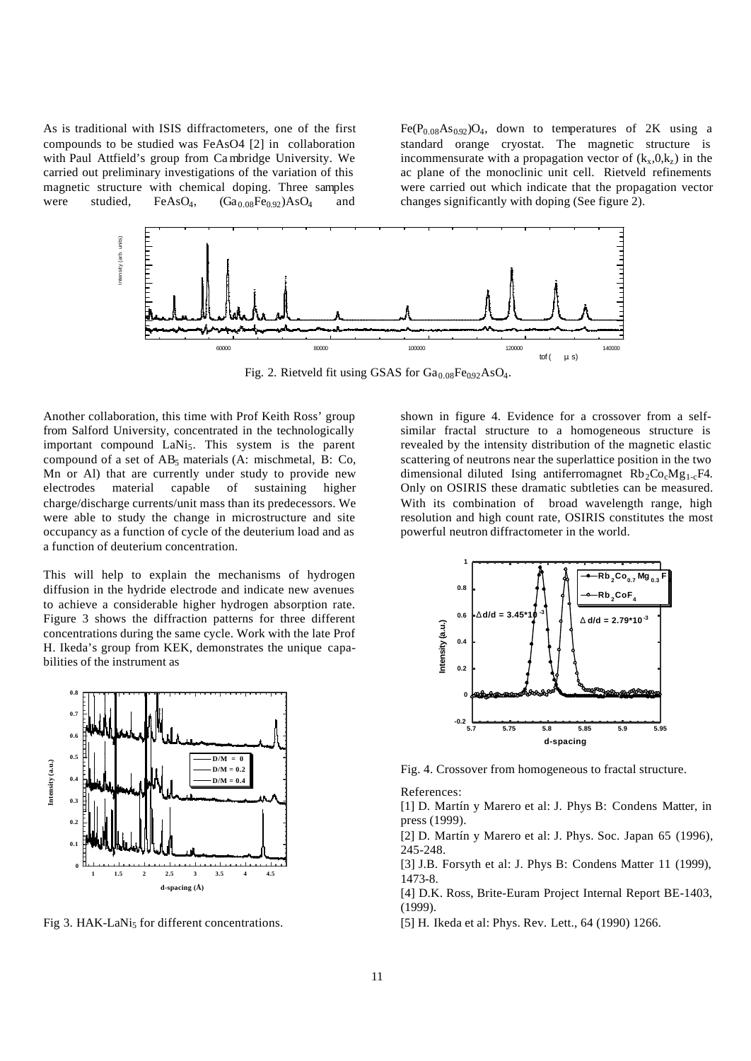As is traditional with ISIS diffractometers, one of the first compounds to be studied was FeAsO4 [2] in collaboration with Paul Attfield's group from Cambridge University. We carried out preliminary investigations of the variation of this magnetic structure with chemical doping. Three samples were studied, $FeAsO_4$, $(Ga_{0.08}Fe_{0.92})AsO_4$ and $Fe(P_{0.08}As_{0.92})O_4$, down to temperatures of 2K using a standard orange cryostat. The magnetic structure is incommensurate with a propagation vector of $(k_x,0,k_z)$ in the ac plane of the monoclinic unit cell. Rietveld refinements were carried out which indicate that the propagation vector changes significantly with doping (See figure 2).

Fig. 2. Rietveld fit using GSAS for $Ga_{0.08}Fe_{0.92}AsO_4$.

Another collaboration, this time with Prof Keith Ross' group from Salford University, concentrated in the technologically important compound $LaNi_5$. This system is the parent compound of a set of $AB_5$ materials (A: mischmetal, B: Co, Mn or Al) that are currently under study to provide new electrodes material capable of sustaining higher charge/discharge currents/unit mass than its predecessors. We were able to study the change in microstructure and site occupancy as a function of cycle of the deuterium load and as a function of deuterium concentration.

This will help to explain the mechanisms of hydrogen diffusion in the hydride electrode and indicate new avenues to achieve a considerable higher hydrogen absorption rate. Figure 3 shows the diffraction patterns for three different concentrations during the same cycle. Work with the late Prof H. Ikeda's group from KEK, demonstrates the unique capabilities of the instrument as

Fig 3. HAK-$LaNi_5$ for different concentrations.

shown in figure 4. Evidence for a crossover from a self-similar fractal structure to a homogeneous structure is revealed by the intensity distribution of the magnetic elastic scattering of neutrons near the superlattice position in the two dimensional diluted Ising antiferromagnet $Rb_2Co_cMg_{1-c}F4$. Only on OSIRIS these dramatic subtleties can be measured. With its combination of broad wavelength range, high resolution and high count rate, OSIRIS constitutes the most powerful neutron diffractometer in the world.

Fig. 4. Crossover from homogeneous to fractal structure.

References:

[1] D. Martín y Marero et al: J. Phys B: Condens Matter, in press (1999).

[2] D. Martín y Marero et al: J. Phys. Soc. Japan 65 (1996), 245-248.

[3] J.B. Forsyth et al: J. Phys B: Condens Matter 11 (1999), 1473-8.

[4] D.K. Ross, Brite-Euram Project Internal Report BE-1403, (1999).

[5] H. Ikeda et al: Phys. Rev. Lett., 64 (1990) 1266.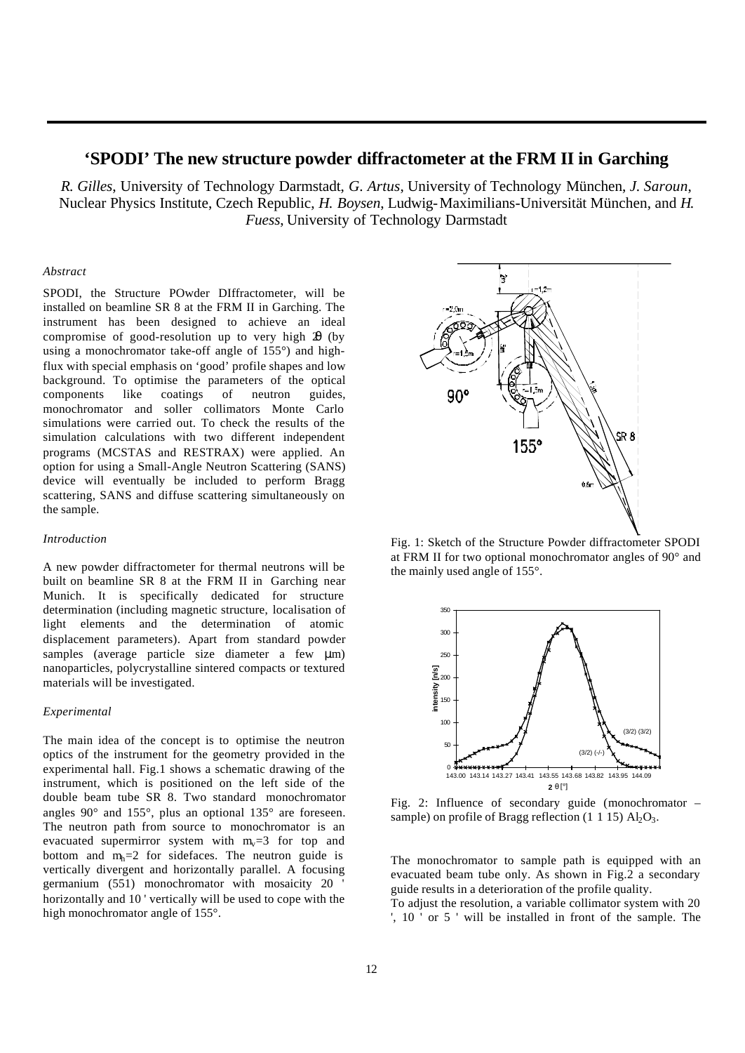# 'SPODI' The new structure powder diffractometer at the FRM II in Garching

*R. Gilles*, University of Technology Darmstadt, *G. Artus*, University of Technology München, *J. Saroun*, Nuclear Physics Institute, Czech Republic, *H. Boysen*, Ludwig-Maximilians-Universität München, and *H. Fuess*, University of Technology Darmstadt

### *Abstract*

SPODI, the Structure POwder DIffractometer, will be installed on beamline SR 8 at the FRM II in Garching. The instrument has been designed to achieve an ideal compromise of good-resolution up to very high $2\theta$ (by using a monochromator take-off angle of 155°) and high-flux with special emphasis on 'good' profile shapes and low background. To optimise the parameters of the optical components like coatings of neutron guides, monochromator and soller collimators Monte Carlo simulations were carried out. To check the results of the simulation calculations with two different independent programs (MCSTAS and RESTRAX) were applied. An option for using a Small-Angle Neutron Scattering (SANS) device will eventually be included to perform Bragg scattering, SANS and diffuse scattering simultaneously on the sample.

### *Introduction*

A new powder diffractometer for thermal neutrons will be built on beamline SR 8 at the FRM II in Garching near Munich. It is specifically dedicated for structure determination (including magnetic structure, localisation of light elements and the determination of atomic displacement parameters). Apart from standard powder samples (average particle size diameter a few μm) nanoparticles, polycrystalline sintered compacts or textured materials will be investigated.

### *Experimental*

The main idea of the concept is to optimise the neutron optics of the instrument for the geometry provided in the experimental hall. Fig.1 shows a schematic drawing of the instrument, which is positioned on the left side of the double beam tube SR 8. Two standard monochromator angles 90° and 155°, plus an optional 135° are foreseen. The neutron path from source to monochromator is an evacuated supermirror system with $m_v=3$ for top and bottom and $m_h=2$ for sidefaces. The neutron guide is vertically divergent and horizontally parallel. A focusing germanium (551) monochromator with mosaicity 20 ' horizontally and 10 ' vertically will be used to cope with the high monochromator angle of 155°.

Fig. 1: Sketch of the Structure Powder diffractometer SPODI at FRM II for two optional monochromator angles of 90° and the mainly used angle of 155°.

Fig. 2: Influence of secondary guide (monochromator – sample) on profile of Bragg reflection (1 1 15) $Al_2O_3$.

The monochromator to sample path is equipped with an evacuated beam tube only. As shown in Fig.2 a secondary guide results in a deterioration of the profile quality.

To adjust the resolution, a variable collimator system with 20 ', 10 ' or 5 ' will be installed in front of the sample. The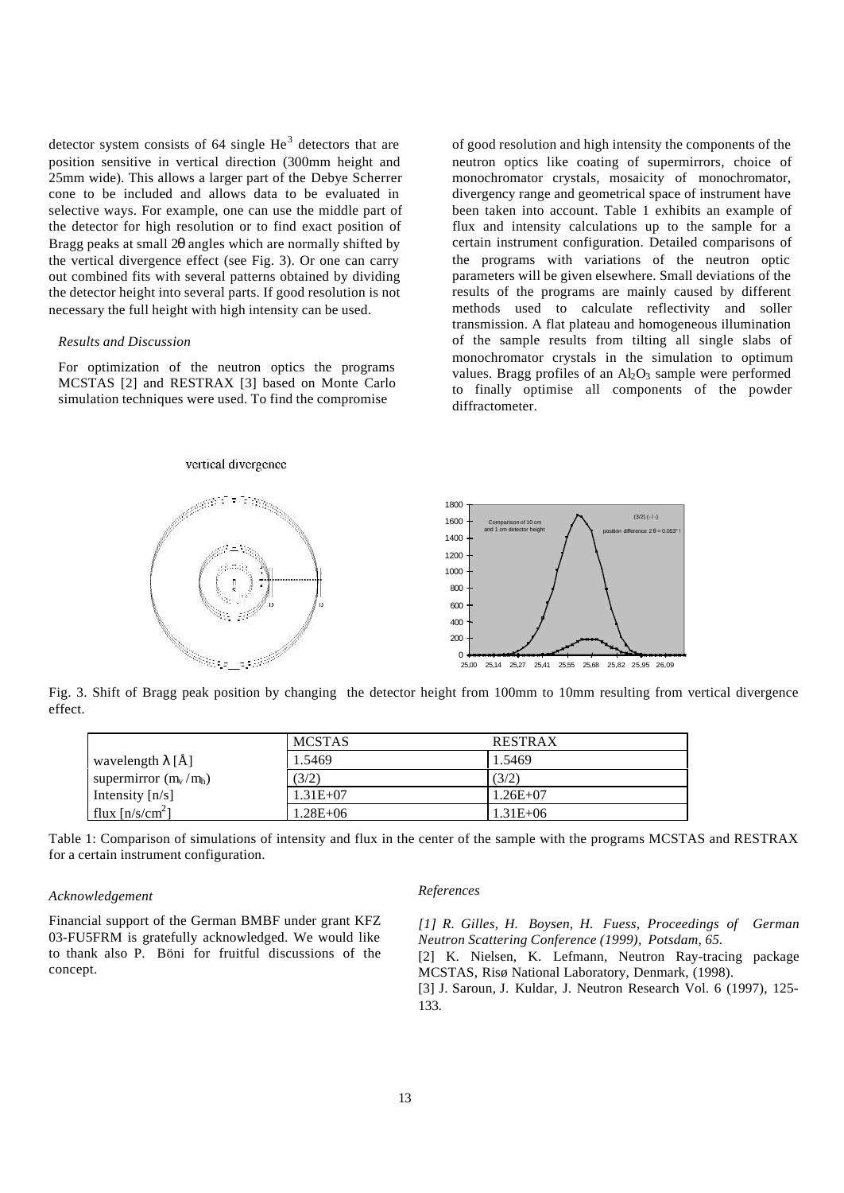detector system consists of 64 single $He^3$ detectors that are position sensitive in vertical direction (300mm height and 25mm wide). This allows a larger part of the Debye Scherrer cone to be included and allows data to be evaluated in selective ways. For example, one can use the middle part of the detector for high resolution or to find exact position of Bragg peaks at small $2\theta$ angles which are normally shifted by the vertical divergence effect (see Fig. 3). Or one can carry out combined fits with several patterns obtained by dividing the detector height into several parts. If good resolution is not necessary the full height with high intensity can be used.

*Results and Discussion*

For optimization of the neutron optics the programs MCSTAS [2] and RESTRAX [3] based on Monte Carlo simulation techniques were used. To find the compromise of good resolution and high intensity the components of the neutron optics like coating of supermirrors, choice of monochromator crystals, mosaicity of monochromator, divergency range and geometrical space of instrument have been taken into account. Table 1 exhibits an example of flux and intensity calculations up to the sample for a certain instrument configuration. Detailed comparisons of the programs with variations of the neutron optic parameters will be given elsewhere. Small deviations of the results of the programs are mainly caused by different methods used to calculate reflectivity and soller transmission. A flat plateau and homogeneous illumination of the sample results from tilting all single slabs of monochromator crystals in the simulation to optimum values. Bragg profiles of an $Al_2O_3$ sample were performed to finally optimise all components of the powder diffractometer.

Fig. 3. Shift of Bragg peak position by changing the detector height from 100mm to 10mm resulting from vertical divergence effect.

| | MCSTAS | RESTRAX |
|---|---|---|
| wavelength $\lambda$ [Å] | 1.5469 | 1.5469 |
| supermirror ($m_v$ / $m_h$) | (3/2) | (3/2) |
| Intensity [n/s] | 1.31E+07 | 1.26E+07 |
| flux [n/s/cm$^2$] | 1.28E+06 | 1.31E+06 |

Table 1: Comparison of simulations of intensity and flux in the center of the sample with the programs MCSTAS and RESTRAX for a certain instrument configuration.

*Acknowledgement*

Financial support of the German BMBF under grant KFZ 03-FU5FRM is gratefully acknowledged. We would like to thank also P. Böni for fruitful discussions of the concept.

*References*

*[1] R. Gilles, H. Boysen, H. Fuess, Proceedings of German Neutron Scattering Conference (1999), Potsdam, 65.*

[2] K. Nielsen, K. Lefmann, Neutron Ray-tracing package MCSTAS, Risø National Laboratory, Denmark, (1998).

[3] J. Saroun, J. Kuldar, J. Neutron Research Vol. 6 (1997), 125-133.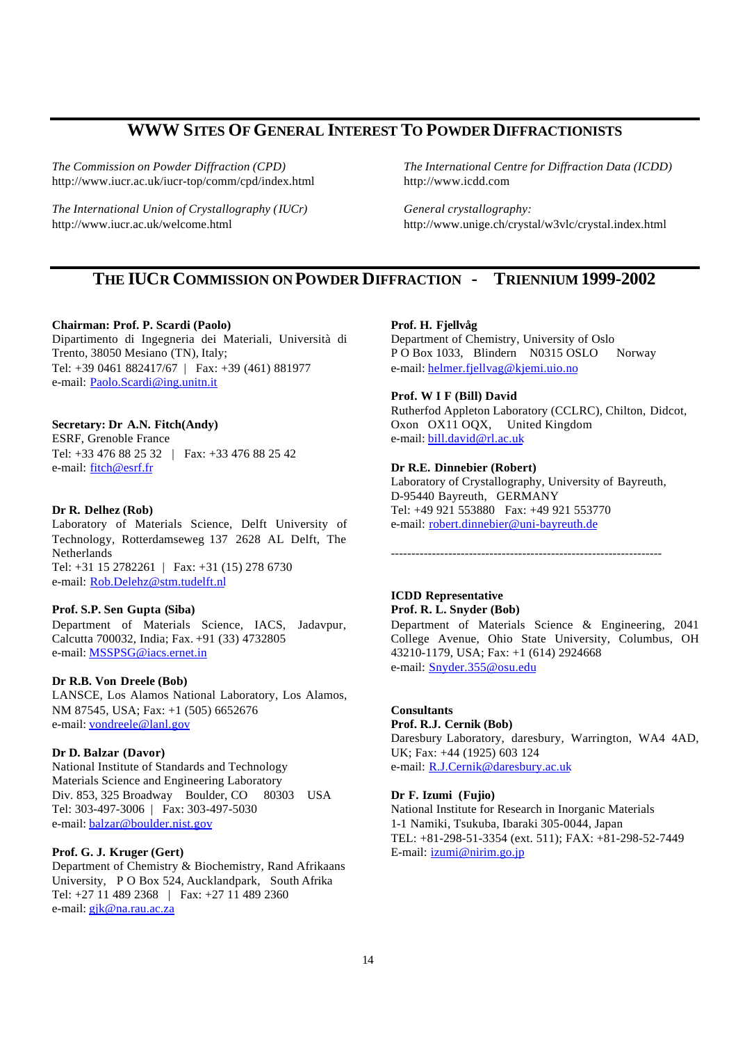## WWW Sites Of General Interest To Powder Diffractionists

*The Commission on Powder Diffraction (CPD)*
http://www.iucr.ac.uk/iucr-top/comm/cpd/index.html

*The International Union of Crystallography (IUCr)*
http://www.iucr.ac.uk/welcome.html

*The International Centre for Diffraction Data (ICDD)*
http://www.icdd.com

*General crystallography:*
http://www.unige.ch/crystal/w3vlc/crystal.index.html

## The IUCr Commission on Powder Diffraction - Triennium 1999-2002

**Chairman: Prof. P. Scardi (Paolo)**
Dipartimento di Ingegneria dei Materiali, Università di Trento, 38050 Mesiano (TN), Italy;
Tel: +39 0461 882417/67 | Fax: +39 (461) 881977
e-mail: Paolo.Scardi@ing.unitn.it

**Secretary: Dr A.N. Fitch(Andy)**
ESRF, Grenoble France
Tel: +33 476 88 25 32 | Fax: +33 476 88 25 42
e-mail: fitch@esrf.fr

**Dr R. Delhez (Rob)**
Laboratory of Materials Science, Delft University of Technology, Rotterdamseweg 137 2628 AL Delft, The Netherlands
Tel: +31 15 2782261 | Fax: +31 (15) 278 6730
e-mail: Rob.Delehz@stm.tudelft.nl

**Prof. S.P. Sen Gupta (Siba)**
Department of Materials Science, IACS, Jadavpur, Calcutta 700032, India; Fax. +91 (33) 4732805
e-mail: MSSPSG@iacs.ernet.in

**Dr R.B. Von Dreele (Bob)**
LANSCE, Los Alamos National Laboratory, Los Alamos, NM 87545, USA; Fax: +1 (505) 6652676
e-mail: vondreele@lanl.gov

**Dr D. Balzar (Davor)**
National Institute of Standards and Technology
Materials Science and Engineering Laboratory
Div. 853, 325 Broadway Boulder, CO 80303 USA
Tel: 303-497-3006 | Fax: 303-497-5030
e-mail: balzar@boulder.nist.gov

**Prof. G. J. Kruger (Gert)**
Department of Chemistry & Biochemistry, Rand Afrikaans University, P O Box 524, Aucklandpark, South Afrika
Tel: +27 11 489 2368 | Fax: +27 11 489 2360
e-mail: gjk@na.rau.ac.za

**Prof. H. Fjellvåg**
Department of Chemistry, University of Oslo
P O Box 1033, Blindern N0315 OSLO Norway
e-mail: helmer.fjellvag@kjemi.uio.no

**Prof. W I F (Bill) David**
Rutherfod Appleton Laboratory (CCLRC), Chilton, Didcot, Oxon OX11 OQX, United Kingdom
e-mail: bill.david@rl.ac.uk

**Dr R.E. Dinnebier (Robert)**
Laboratory of Crystallography, University of Bayreuth, D-95440 Bayreuth, GERMANY
Tel: +49 921 553880 Fax: +49 921 553770
e-mail: robert.dinnebier@uni-bayreuth.de

------------------------------------------------------------------

**ICDD Representative**
**Prof. R. L. Snyder (Bob)**
Department of Materials Science & Engineering, 2041 College Avenue, Ohio State University, Columbus, OH 43210-1179, USA; Fax: +1 (614) 2924668
e-mail: Snyder.355@osu.edu

**Consultants**
**Prof. R.J. Cernik (Bob)**
Daresbury Laboratory, daresbury, Warrington, WA4 4AD, UK; Fax: +44 (1925) 603 124
e-mail: R.J.Cernik@daresbury.ac.uk

**Dr F. Izumi (Fujio)**
National Institute for Research in Inorganic Materials
1-1 Namiki, Tsukuba, Ibaraki 305-0044, Japan
TEL: +81-298-51-3354 (ext. 511); FAX: +81-298-52-7449
E-mail: izumi@nirim.go.jp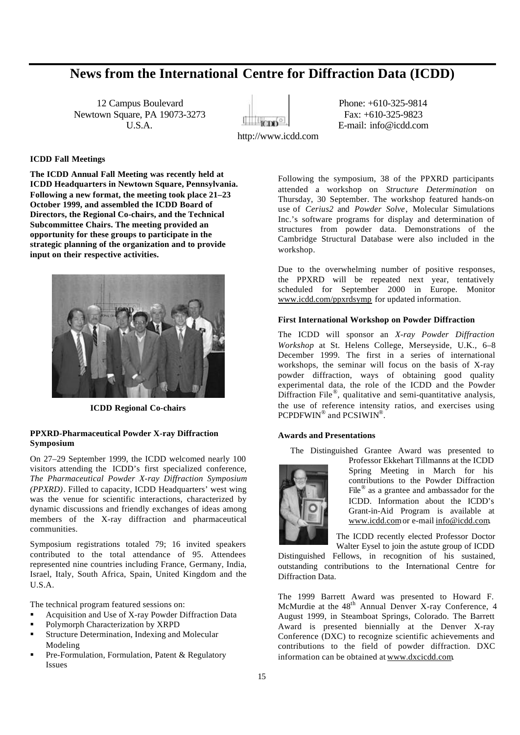# News from the International Centre for Diffraction Data (ICDD)

12 Campus Boulevard
Newtown Square, PA 19073-3273
U.S.A.

Phone: +610-325-9814
Fax: +610-325-9823
E-mail: info@icdd.com

http://www.icdd.com

### ICDD Fall Meetings

**The ICDD Annual Fall Meeting was recently held at ICDD Headquarters in Newtown Square, Pennsylvania. Following a new format, the meeting took place 21–23 October 1999, and assembled the ICDD Board of Directors, the Regional Co-chairs, and the Technical Subcommittee Chairs. The meeting provided an opportunity for these groups to participate in the strategic planning of the organization and to provide input on their respective activities.**

**ICDD Regional Co-chairs**

### PPXRD-Pharmaceutical Powder X-ray Diffraction Symposium

On 27–29 September 1999, the ICDD welcomed nearly 100 visitors attending the ICDD's first specialized conference, *The Pharmaceutical Powder X-ray Diffraction Symposium (PPXRD)*. Filled to capacity, ICDD Headquarters' west wing was the venue for scientific interactions, characterized by dynamic discussions and friendly exchanges of ideas among members of the X-ray diffraction and pharmaceutical communities.

Symposium registrations totaled 79; 16 invited speakers contributed to the total attendance of 95. Attendees represented nine countries including France, Germany, India, Israel, Italy, South Africa, Spain, United Kingdom and the U.S.A.

The technical program featured sessions on:

- Acquisition and Use of X-ray Powder Diffraction Data
- Polymorph Characterization by XRPD
- Structure Determination, Indexing and Molecular Modeling
- Pre-Formulation, Formulation, Patent & Regulatory Issues

Following the symposium, 38 of the PPXRD participants attended a workshop on *Structure Determination* on Thursday, 30 September. The workshop featured hands-on use of *Cerius2* and *Powder Solve*, Molecular Simulations Inc.'s software programs for display and determination of structures from powder data. Demonstrations of the Cambridge Structural Database were also included in the workshop.

Due to the overwhelming number of positive responses, the PPXRD will be repeated next year, tentatively scheduled for September 2000 in Europe. Monitor www.icdd.com/ppxrdsymp for updated information.

### First International Workshop on Powder Diffraction

The ICDD will sponsor an *X-ray Powder Diffraction Workshop* at St. Helens College, Merseyside, U.K., 6–8 December 1999. The first in a series of international workshops, the seminar will focus on the basis of X-ray powder diffraction, ways of obtaining good quality experimental data, the role of the ICDD and the Powder Diffraction File®, qualitative and semi-quantitative analysis, the use of reference intensity ratios, and exercises using PCPDFWIN® and PCSIWIN®.

### Awards and Presentations

The Distinguished Grantee Award was presented to Professor Ekkehart Tillmanns at the ICDD Spring Meeting in March for his contributions to the Powder Diffraction File® as a grantee and ambassador for the ICDD. Information about the ICDD's Grant-in-Aid Program is available at www.icdd.com or e-mail info@icdd.com.

The ICDD recently elected Professor Doctor Walter Eysel to join the astute group of ICDD Distinguished Fellows, in recognition of his sustained, outstanding contributions to the International Centre for Diffraction Data.

The 1999 Barrett Award was presented to Howard F. McMurdie at the 48th Annual Denver X-ray Conference, 4 August 1999, in Steamboat Springs, Colorado. The Barrett Award is presented biennially at the Denver X-ray Conference (DXC) to recognize scientific achievements and contributions to the field of powder diffraction. DXC information can be obtained at www.dxcicdd.com.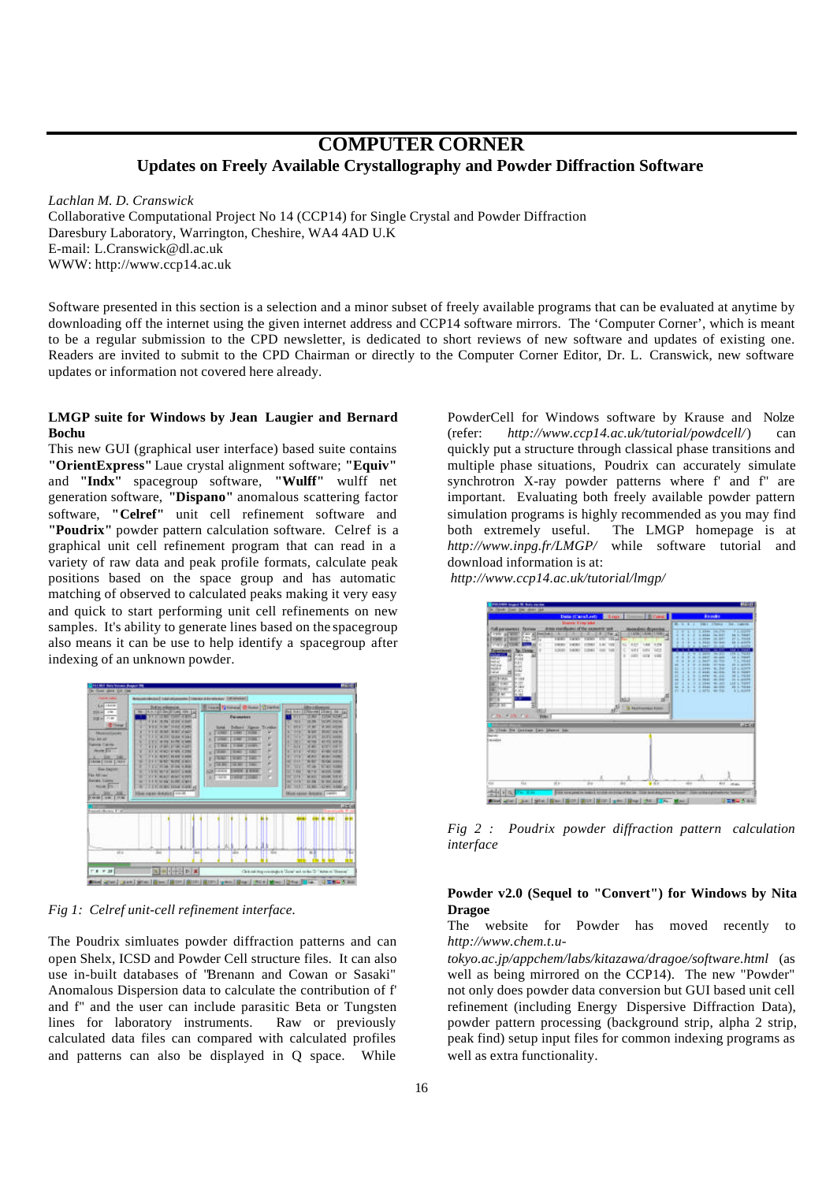# COMPUTER CORNER

## Updates on Freely Available Crystallography and Powder Diffraction Software

*Lachlan M. D. Cranswick*
Collaborative Computational Project No 14 (CCP14) for Single Crystal and Powder Diffraction
Daresbury Laboratory, Warrington, Cheshire, WA4 4AD U.K
E-mail: L.Cranswick@dl.ac.uk
WWW: http://www.ccp14.ac.uk

Software presented in this section is a selection and a minor subset of freely available programs that can be evaluated at anytime by downloading off the internet using the given internet address and CCP14 software mirrors. The 'Computer Corner', which is meant to be a regular submission to the CPD newsletter, is dedicated to short reviews of new software and updates of existing one. Readers are invited to submit to the CPD Chairman or directly to the Computer Corner Editor, Dr. L. Cranswick, new software updates or information not covered here already.

### LMGP suite for Windows by Jean Laugier and Bernard Bochu

This new GUI (graphical user interface) based suite contains **"OrientExpress"** Laue crystal alignment software; **"Equiv"** and **"Indx"** spacegroup software, **"Wulff"** wulff net generation software, **"Dispano"** anomalous scattering factor software, **"Celref"** unit cell refinement software and **"Poudrix"** powder pattern calculation software. Celref is a graphical unit cell refinement program that can read in a variety of raw data and peak profile formats, calculate peak positions based on the space group and has automatic matching of observed to calculated peaks making it very easy and quick to start performing unit cell refinements on new samples. It's ability to generate lines based on the spacegroup also means it can be use to help identify a spacegroup after indexing of an unknown powder.

*Fig 1: Celref unit-cell refinement interface.*

The Poudrix simluates powder diffraction patterns and can open Shelx, ICSD and Powder Cell structure files. It can also use in-built databases of "Brenann and Cowan or Sasaki" Anomalous Dispersion data to calculate the contribution of f' and f" and the user can include parasitic Beta or Tungsten lines for laboratory instruments. Raw or previously calculated data files can compared with calculated profiles and patterns can also be displayed in Q space. While PowderCell for Windows software by Krause and Nolze (refer: *http://www.ccp14.ac.uk/tutorial/powdcell/*) can quickly put a structure through classical phase transitions and multiple phase situations, Poudrix can accurately simulate synchrotron X-ray powder patterns where f' and f" are important. Evaluating both freely available powder pattern simulation programs is highly recommended as you may find both extremely useful. The LMGP homepage is at *http://www.inpg.fr/LMGP/* while software tutorial and download information is at:
*http://www.ccp14.ac.uk/tutorial/lmgp/*

*Fig 2 : Poudrix powder diffraction pattern calculation interface*

### Powder v2.0 (Sequel to "Convert") for Windows by Nita Dragoe

The website for Powder has moved recently to *http://www.chem.t.u-tokyo.ac.jp/appchem/labs/kitazawa/dragoe/software.html* (as well as being mirrored on the CCP14). The new "Powder" not only does powder data conversion but GUI based unit cell refinement (including Energy Dispersive Diffraction Data), powder pattern processing (background strip, alpha 2 strip, peak find) setup input files for common indexing programs as well as extra functionality.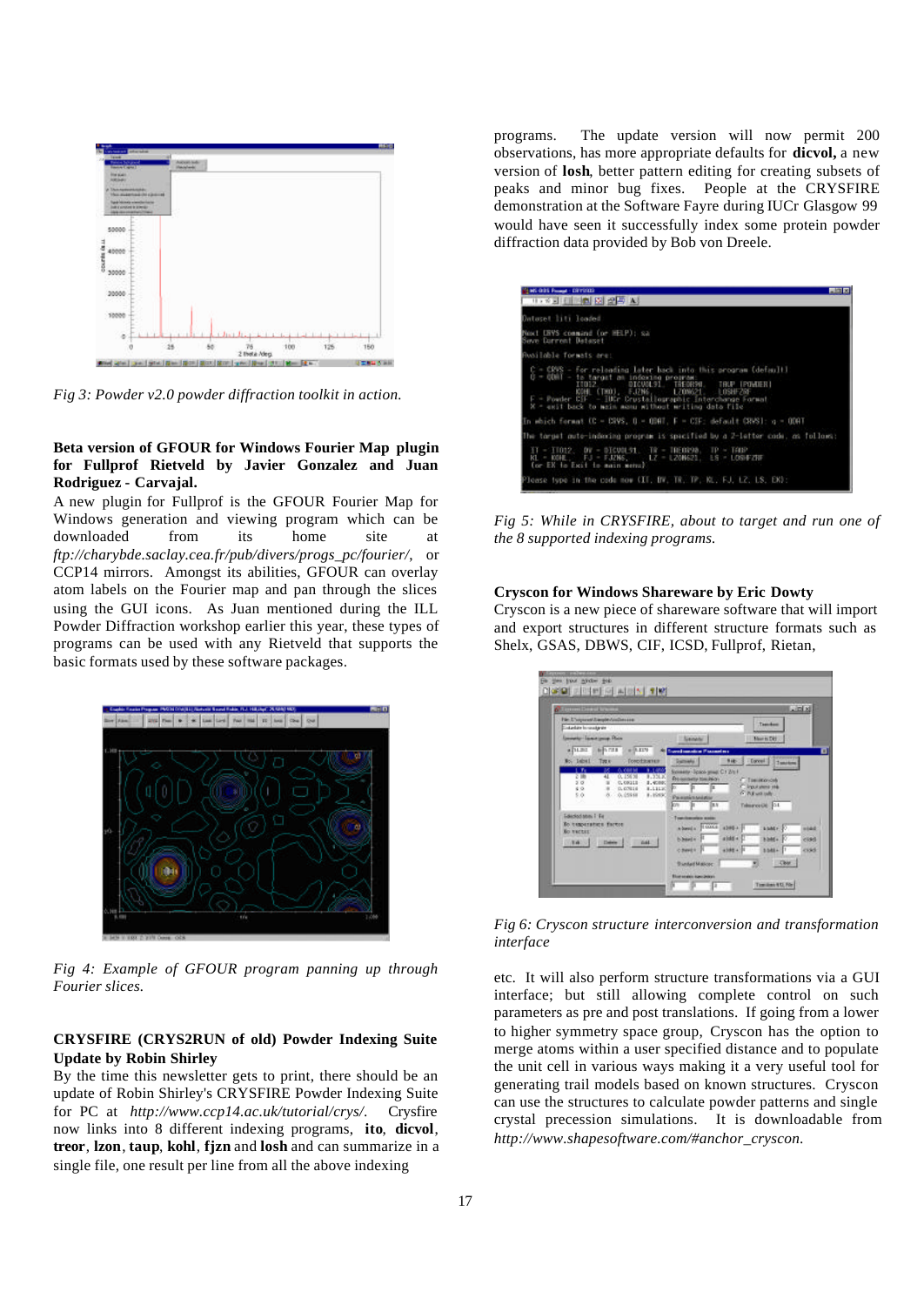Fig 3: Powder v2.0 powder diffraction toolkit in action.

**Beta version of GFOUR for Windows Fourier Map plugin for Fullprof Rietveld by Javier Gonzalez and Juan Rodriguez - Carvajal.**

A new plugin for Fullprof is the GFOUR Fourier Map for Windows generation and viewing program which can be downloaded from its home site at *ftp://charybde.saclay.cea.fr/pub/divers/progs_pc/fourier/*, or CCP14 mirrors. Amongst its abilities, GFOUR can overlay atom labels on the Fourier map and pan through the slices using the GUI icons. As Juan mentioned during the ILL Powder Diffraction workshop earlier this year, these types of programs can be used with any Rietveld that supports the basic formats used by these software packages.

Fig 4: Example of GFOUR program panning up through Fourier slices.

**CRYSFIRE (CRYS2RUN of old) Powder Indexing Suite Update by Robin Shirley**

By the time this newsletter gets to print, there should be an update of Robin Shirley's CRYSFIRE Powder Indexing Suite for PC at *http://www.ccp14.ac.uk/tutorial/crys/*. Crysfire now links into 8 different indexing programs, **ito**, **dicvol**, **treor**, **lzon**, **taup**, **kohl**, **fjzn** and **losh** and can summarize in a single file, one result per line from all the above indexing programs. The update version will now permit 200 observations, has more appropriate defaults for **dicvol,** a new version of **losh**, better pattern editing for creating subsets of peaks and minor bug fixes. People at the CRYSFIRE demonstration at the Software Fayre during IUCr Glasgow 99 would have seen it successfully index some protein powder diffraction data provided by Bob von Dreele.

Fig 5: While in CRYSFIRE, about to target and run one of the 8 supported indexing programs.

**Cryscon for Windows Shareware by Eric Dowty**

Cryscon is a new piece of shareware software that will import and export structures in different structure formats such as Shelx, GSAS, DBWS, CIF, ICSD, Fullprof, Rietan, etc. It will also perform structure transformations via a GUI interface; but still allowing complete control on such parameters as pre and post translations. If going from a lower to higher symmetry space group, Cryscon has the option to merge atoms within a user specified distance and to populate the unit cell in various ways making it a very useful tool for generating trail models based on known structures. Cryscon can use the structures to calculate powder patterns and single crystal precession simulations. It is downloadable from *http://www.shapesoftware.com/#anchor_cryscon.*

Fig 6: Cryscon structure interconversion and transformation interface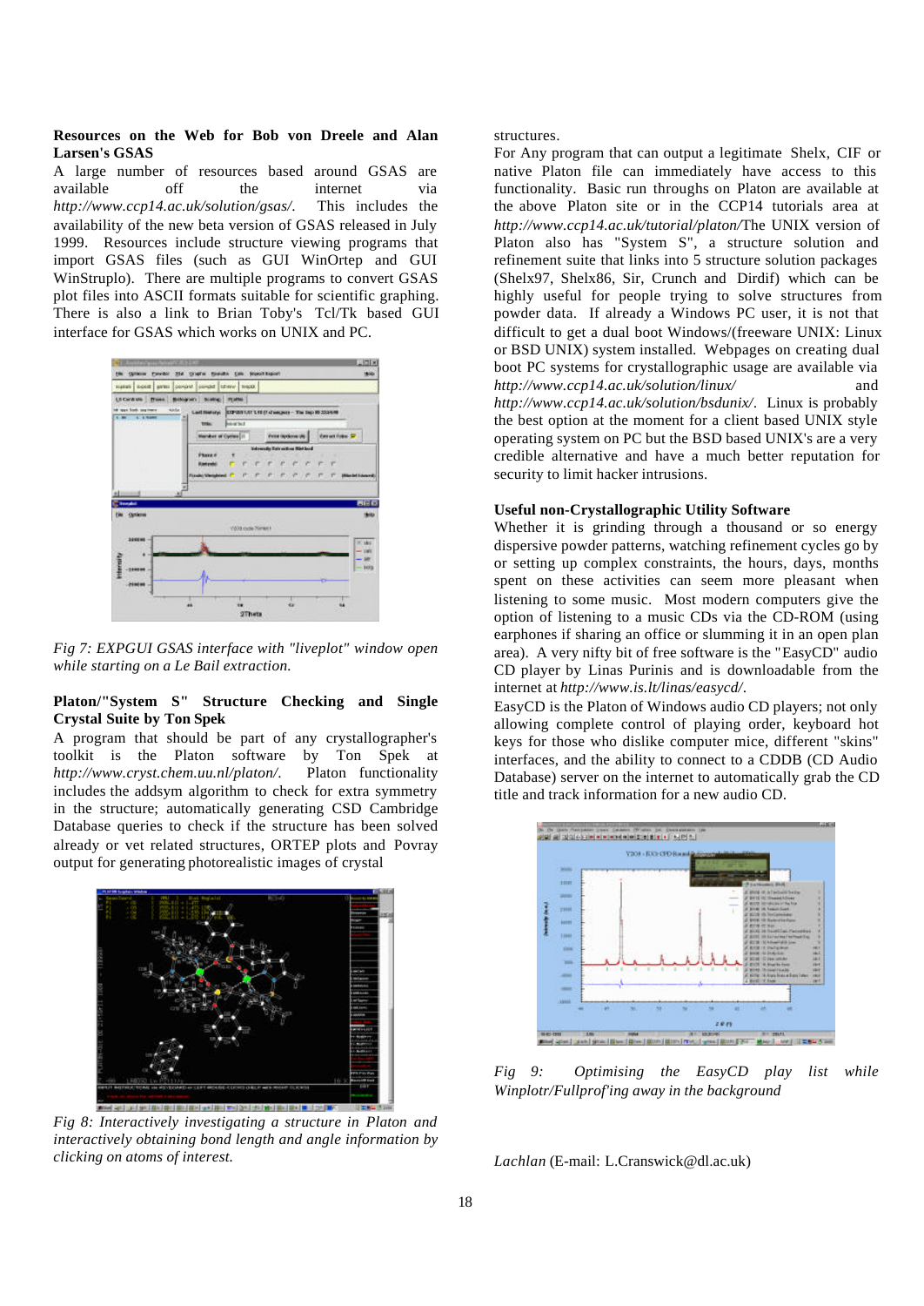**Resources on the Web for Bob von Dreele and Alan Larsen's GSAS**

A large number of resources based around GSAS are available off the internet via *http://www.ccp14.ac.uk/solution/gsas/*. This includes the availability of the new beta version of GSAS released in July 1999. Resources include structure viewing programs that import GSAS files (such as GUI WinOrtep and GUI WinStruplo). There are multiple programs to convert GSAS plot files into ASCII formats suitable for scientific graphing. There is also a link to Brian Toby's Tcl/Tk based GUI interface for GSAS which works on UNIX and PC.

*Fig 7: EXPGUI GSAS interface with "liveplot" window open while starting on a Le Bail extraction.*

**Platon/"System S" Structure Checking and Single Crystal Suite by Ton Spek**

A program that should be part of any crystallographer's toolkit is the Platon software by Ton Spek at *http://www.cryst.chem.uu.nl/platon/*. Platon functionality includes the addsym algorithm to check for extra symmetry in the structure; automatically generating CSD Cambridge Database queries to check if the structure has been solved already or vet related structures, ORTEP plots and Povray output for generating photorealistic images of crystal structures.

*Fig 8: Interactively investigating a structure in Platon and interactively obtaining bond length and angle information by clicking on atoms of interest.*

For Any program that can output a legitimate Shelx, CIF or native Platon file can immediately have access to this functionality. Basic run throughs on Platon are available at the above Platon site or in the CCP14 tutorials area at *http://www.ccp14.ac.uk/tutorial/platon/* The UNIX version of Platon also has "System S", a structure solution and refinement suite that links into 5 structure solution packages (Shelx97, Shelx86, Sir, Crunch and Dirdif) which can be highly useful for people trying to solve structures from powder data. If already a Windows PC user, it is not that difficult to get a dual boot Windows/(freeware UNIX: Linux or BSD UNIX) system installed. Webpages on creating dual boot PC systems for crystallographic usage are available via *http://www.ccp14.ac.uk/solution/linux/* and *http://www.ccp14.ac.uk/solution/bsdunix/*. Linux is probably the best option at the moment for a client based UNIX style operating system on PC but the BSD based UNIX's are a very credible alternative and have a much better reputation for security to limit hacker intrusions.

**Useful non-Crystallographic Utility Software**

Whether it is grinding through a thousand or so energy dispersive powder patterns, watching refinement cycles go by or setting up complex constraints, the hours, days, months spent on these activities can seem more pleasant when listening to some music. Most modern computers give the option of listening to music CDs via the CD-ROM (using earphones if sharing an office or slumming it in an open plan area). A very nifty bit of free software is the "EasyCD" audio CD player by Linas Purinis and is downloadable from the internet at *http://www.is.lt/linas/easycd/*.

EasyCD is the Platon of Windows audio CD players; not only allowing complete control of playing order, keyboard hot keys for those who dislike computer mice, different "skins" interfaces, and the ability to connect to a CDDB (CD Audio Database) server on the internet to automatically grab the CD title and track information for a new audio CD.

*Fig 9: Optimising the EasyCD play list while Winplotr/Fullprof'ing away in the background*

*Lachlan* (E-mail: L.Cranswick@dl.ac.uk)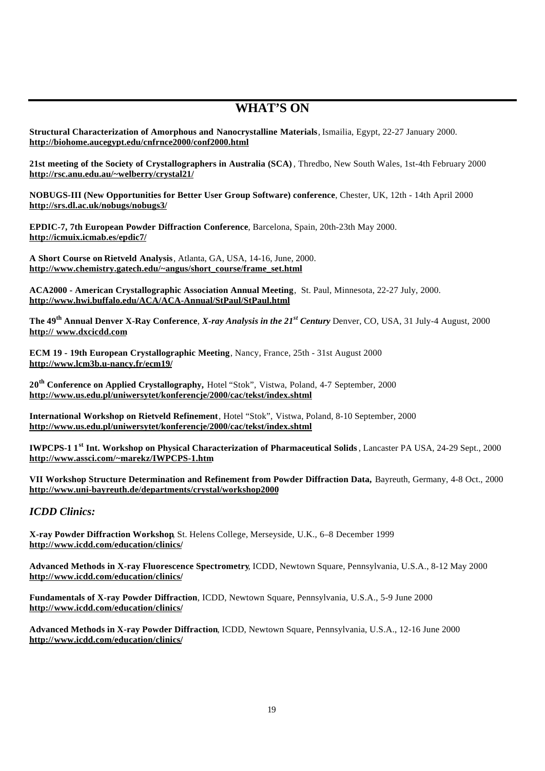# WHAT'S ON

**Structural Characterization of Amorphous and Nanocrystalline Materials**, Ismailia, Egypt, 22-27 January 2000.
**http://biohome.aucegypt.edu/cnfrnce2000/conf2000.html**

**21st meeting of the Society of Crystallographers in Australia (SCA)**, Thredbo, New South Wales, 1st-4th February 2000
**http://rsc.anu.edu.au/~welberry/crystal21/**

**NOBUGS-III (New Opportunities for Better User Group Software) conference**, Chester, UK, 12th - 14th April 2000
**http://srs.dl.ac.uk/nobugs/nobugs3/**

**EPDIC-7, 7th European Powder Diffraction Conference**, Barcelona, Spain, 20th-23th May 2000.
**http://icmuix.icmab.es/epdic7/**

**A Short Course on Rietveld Analysis**, Atlanta, GA, USA, 14-16, June, 2000.
**http://www.chemistry.gatech.edu/~angus/short_course/frame_set.html**

**ACA2000 - American Crystallographic Association Annual Meeting**, St. Paul, Minnesota, 22-27 July, 2000.
**http://www.hwi.buffalo.edu/ACA/ACA-Annual/StPaul/StPaul.html**

**The 49th Annual Denver X-Ray Conference**, ***X-ray Analysis in the 21st Century*** Denver, CO, USA, 31 July-4 August, 2000
**http:// www.dxcicdd.com**

**ECM 19 - 19th European Crystallographic Meeting**, Nancy, France, 25th - 31st August 2000
**http://www.lcm3b.u-nancy.fr/ecm19/**

**20th Conference on Applied Crystallography,** Hotel "Stok", Vistwa, Poland, 4-7 September, 2000
**http://www.us.edu.pl/uniwersytet/konferencje/2000/cac/tekst/index.shtml**

**International Workshop on Rietveld Refinement**, Hotel "Stok", Vistwa, Poland, 8-10 September, 2000
**http://www.us.edu.pl/uniwersytet/konferencje/2000/cac/tekst/index.shtml**

**IWPCPS-1 1st Int. Workshop on Physical Characterization of Pharmaceutical Solids**, Lancaster PA USA, 24-29 Sept., 2000
**http://www.assci.com/~marekz/IWPCPS-1.htm**

**VII Workshop Structure Determination and Refinement from Powder Diffraction Data,** Bayreuth, Germany, 4-8 Oct., 2000
**http://www.uni-bayreuth.de/departments/crystal/workshop2000**

## *ICDD Clinics:*

**X-ray Powder Diffraction Workshop**, St. Helens College, Merseyside, U.K., 6–8 December 1999
**http://www.icdd.com/education/clinics/**

**Advanced Methods in X-ray Fluorescence Spectrometry**, ICDD, Newtown Square, Pennsylvania, U.S.A., 8-12 May 2000
**http://www.icdd.com/education/clinics/**

**Fundamentals of X-ray Powder Diffraction**, ICDD, Newtown Square, Pennsylvania, U.S.A., 5-9 June 2000
**http://www.icdd.com/education/clinics/**

**Advanced Methods in X-ray Powder Diffraction**, ICDD, Newtown Square, Pennsylvania, U.S.A., 12-16 June 2000
**http://www.icdd.com/education/clinics/**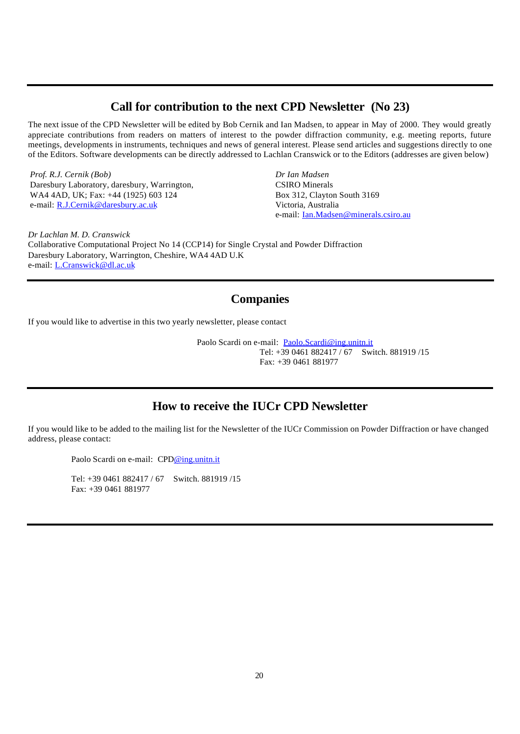## Call for contribution to the next CPD Newsletter (No 23)

The next issue of the CPD Newsletter will be edited by Bob Cernik and Ian Madsen, to appear in May of 2000. They would greatly appreciate contributions from readers on matters of interest to the powder diffraction community, e.g. meeting reports, future meetings, developments in instruments, techniques and news of general interest. Please send articles and suggestions directly to one of the Editors. Software developments can be directly addressed to Lachlan Cranswick or to the Editors (addresses are given below)

*Prof. R.J. Cernik (Bob)*
Daresbury Laboratory, daresbury, Warrington,
WA4 4AD, UK; Fax: +44 (1925) 603 124
e-mail: R.J.Cernik@daresbury.ac.uk

*Dr Ian Madsen*
CSIRO Minerals
Box 312, Clayton South 3169
Victoria, Australia
e-mail: Ian.Madsen@minerals.csiro.au

*Dr Lachlan M. D. Cranswick*
Collaborative Computational Project No 14 (CCP14) for Single Crystal and Powder Diffraction
Daresbury Laboratory, Warrington, Cheshire, WA4 4AD U.K
e-mail: L.Cranswick@dl.ac.uk

## Companies

If you would like to advertise in this two yearly newsletter, please contact

Paolo Scardi on e-mail: Paolo.Scardi@ing.unitn.it
Tel: +39 0461 882417 / 67 Switch. 881919 /15
Fax: +39 0461 881977

## How to receive the IUCr CPD Newsletter

If you would like to be added to the mailing list for the Newsletter of the IUCr Commission on Powder Diffraction or have changed address, please contact:

Paolo Scardi on e-mail: CPD@ing.unitn.it

Tel: +39 0461 882417 / 67 Switch. 881919 /15
Fax: +39 0461 881977